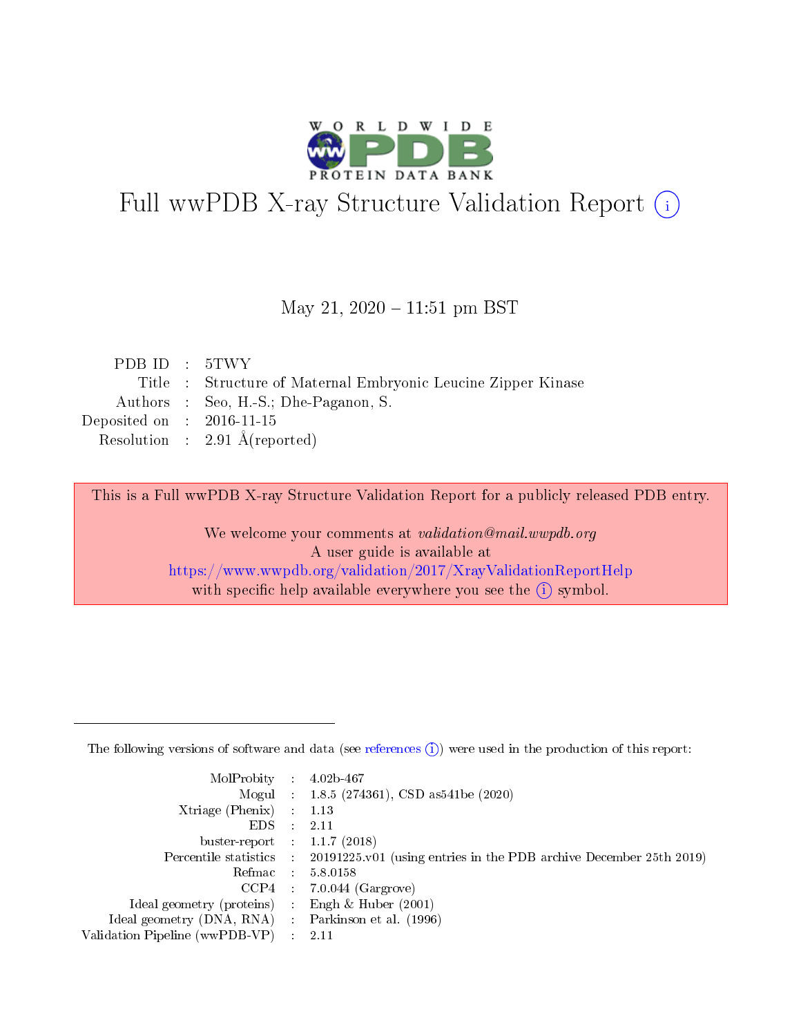# Full wwPDB X-ray Structure Validation Report (i)

May 21, 2020 – 11:51 pm BST

| | | |
|---|---|---|
| PDB ID | : | 5TWY |
| Title | : | Structure of Maternal Embryonic Leucine Zipper Kinase |
| Authors | : | Seo, H.-S.; Dhe-Paganon, S. |
| Deposited on | : | 2016-11-15 |
| Resolution | : | 2.91 Å(reported) |

This is a Full wwPDB X-ray Structure Validation Report for a publicly released PDB entry.

We welcome your comments at *validation@mail.wwpdb.org*
A user guide is available at
https://www.wwpdb.org/validation/2017/XrayValidationReportHelp
with specific help available everywhere you see the (i) symbol.

---

The following versions of software and data (see references (i)) were used in the production of this report:

| | | |
|---|---|---|
| MolProbity | : | 4.02b-467 |
| Mogul | : | 1.8.5 (274361), CSD as541be (2020) |
| Xtriage (Phenix) | : | 1.13 |
| EDS | : | 2.11 |
| buster-report | : | 1.1.7 (2018) |
| Percentile statistics | : | 20191225.v01 (using entries in the PDB archive December 25th 2019) |
| Refmac | : | 5.8.0158 |
| CCP4 | : | 7.0.044 (Gargrove) |
| Ideal geometry (proteins) | : | Engh & Huber (2001) |
| Ideal geometry (DNA, RNA) | : | Parkinson et al. (1996) |
| Validation Pipeline (wwPDB-VP) | : | 2.11 |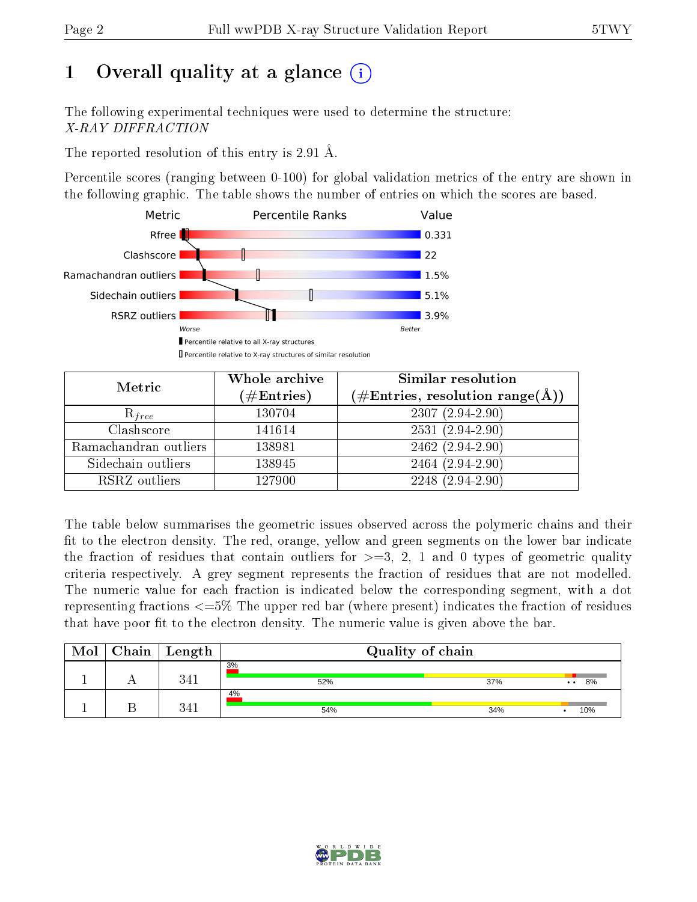# 1 Overall quality at a glance (i)

The following experimental techniques were used to determine the structure:
*X-RAY DIFFRACTION*

The reported resolution of this entry is 2.91 Å.

Percentile scores (ranging between 0-100) for global validation metrics of the entry are shown in the following graphic. The table shows the number of entries on which the scores are based.

| Metric | Value |
|---|---|
| Rfree | 0.331 |
| Clashscore | 22 |
| Ramachandran outliers | 1.5% |
| Sidechain outliers | 5.1% |
| RSRZ outliers | 3.9% |

Worse — Better

▮ Percentile relative to all X-ray structures
▯ Percentile relative to X-ray structures of similar resolution

| Metric | Whole archive (#Entries) | Similar resolution (#Entries, resolution range(Å)) |
|---|---|---|
| $R_{free}$ | 130704 | 2307 (2.94-2.90) |
| Clashscore | 141614 | 2531 (2.94-2.90) |
| Ramachandran outliers | 138981 | 2462 (2.94-2.90) |
| Sidechain outliers | 138945 | 2464 (2.94-2.90) |
| RSRZ outliers | 127900 | 2248 (2.94-2.90) |

The table below summarises the geometric issues observed across the polymeric chains and their fit to the electron density. The red, orange, yellow and green segments on the lower bar indicate the fraction of residues that contain outliers for >=3, 2, 1 and 0 types of geometric quality criteria respectively. A grey segment represents the fraction of residues that are not modelled. The numeric value for each fraction is indicated below the corresponding segment, with a dot representing fractions <=5% The upper red bar (where present) indicates the fraction of residues that have poor fit to the electron density. The numeric value is given above the bar.

| Mol | Chain | Length | Quality of chain |
|---|---|---|---|
| 1 | A | 341 | 3% / 52% · 37% · •• · 8% |
| 1 | B | 341 | 4% / 54% · 34% · • · 10% |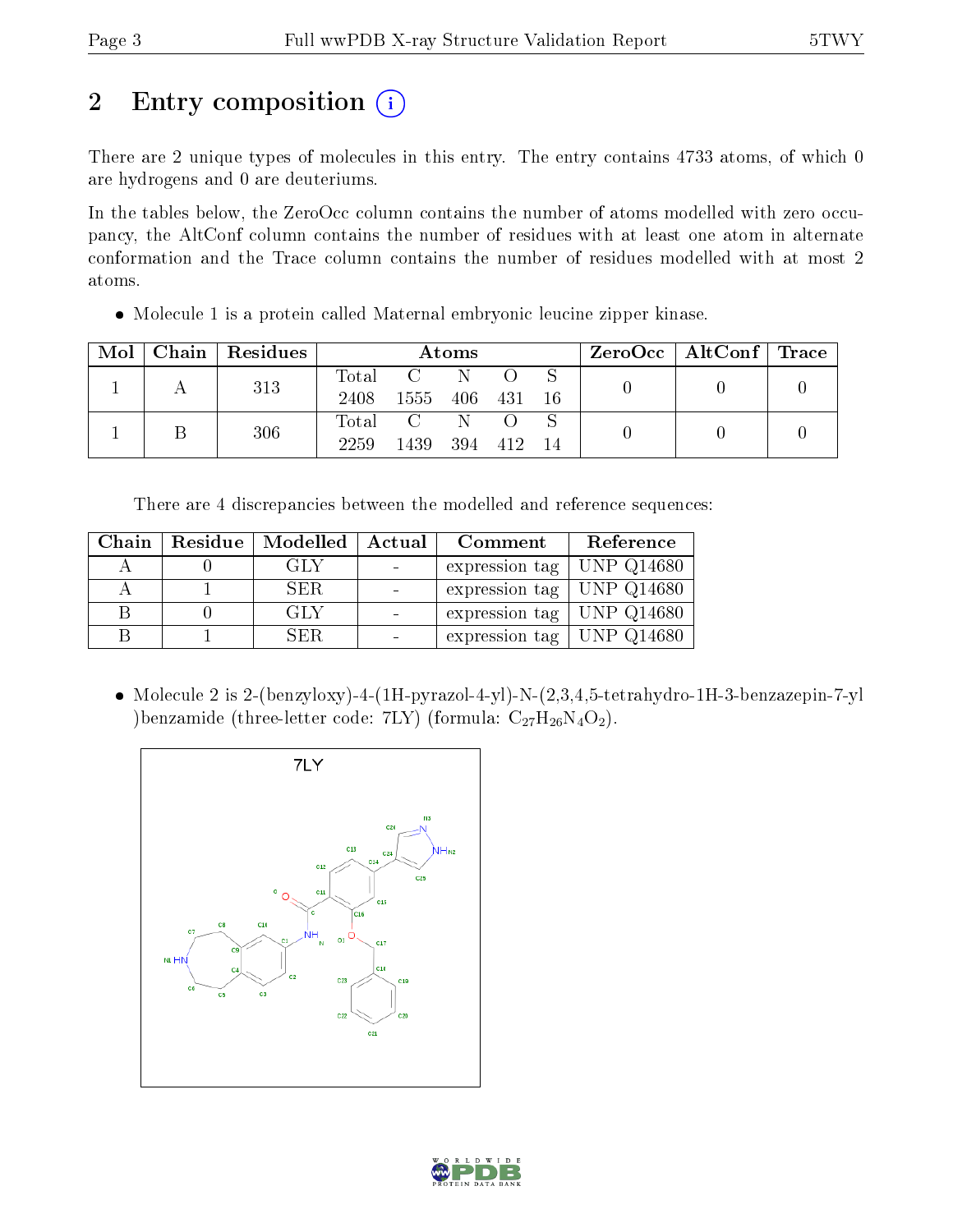# 2 Entry composition

There are 2 unique types of molecules in this entry. The entry contains 4733 atoms, of which 0 are hydrogens and 0 are deuteriums.

In the tables below, the ZeroOcc column contains the number of atoms modelled with zero occupancy, the AltConf column contains the number of residues with at least one atom in alternate conformation and the Trace column contains the number of residues modelled with at most 2 atoms.

- Molecule 1 is a protein called Maternal embryonic leucine zipper kinase.

| Mol | Chain | Residues | Atoms | | | | | ZeroOcc | AltConf | Trace |
|---|---|---|---|---|---|---|---|---|---|---|
| | | | Total | C | N | O | S | | | |
| 1 | A | 313 | 2408 | 1555 | 406 | 431 | 16 | 0 | 0 | 0 |
| 1 | B | 306 | 2259 | 1439 | 394 | 412 | 14 | 0 | 0 | 0 |

There are 4 discrepancies between the modelled and reference sequences:

| Chain | Residue | Modelled | Actual | Comment | Reference |
|---|---|---|---|---|---|
| A | 0 | GLY | - | expression tag | UNP Q14680 |
| A | 1 | SER | - | expression tag | UNP Q14680 |
| B | 0 | GLY | - | expression tag | UNP Q14680 |
| B | 1 | SER | - | expression tag | UNP Q14680 |

- Molecule 2 is 2-(benzyloxy)-4-(1H-pyrazol-4-yl)-N-(2,3,4,5-tetrahydro-1H-3-benzazepin-7-yl)benzamide (three-letter code: 7LY) (formula: $C_{27}H_{26}N_4O_2$).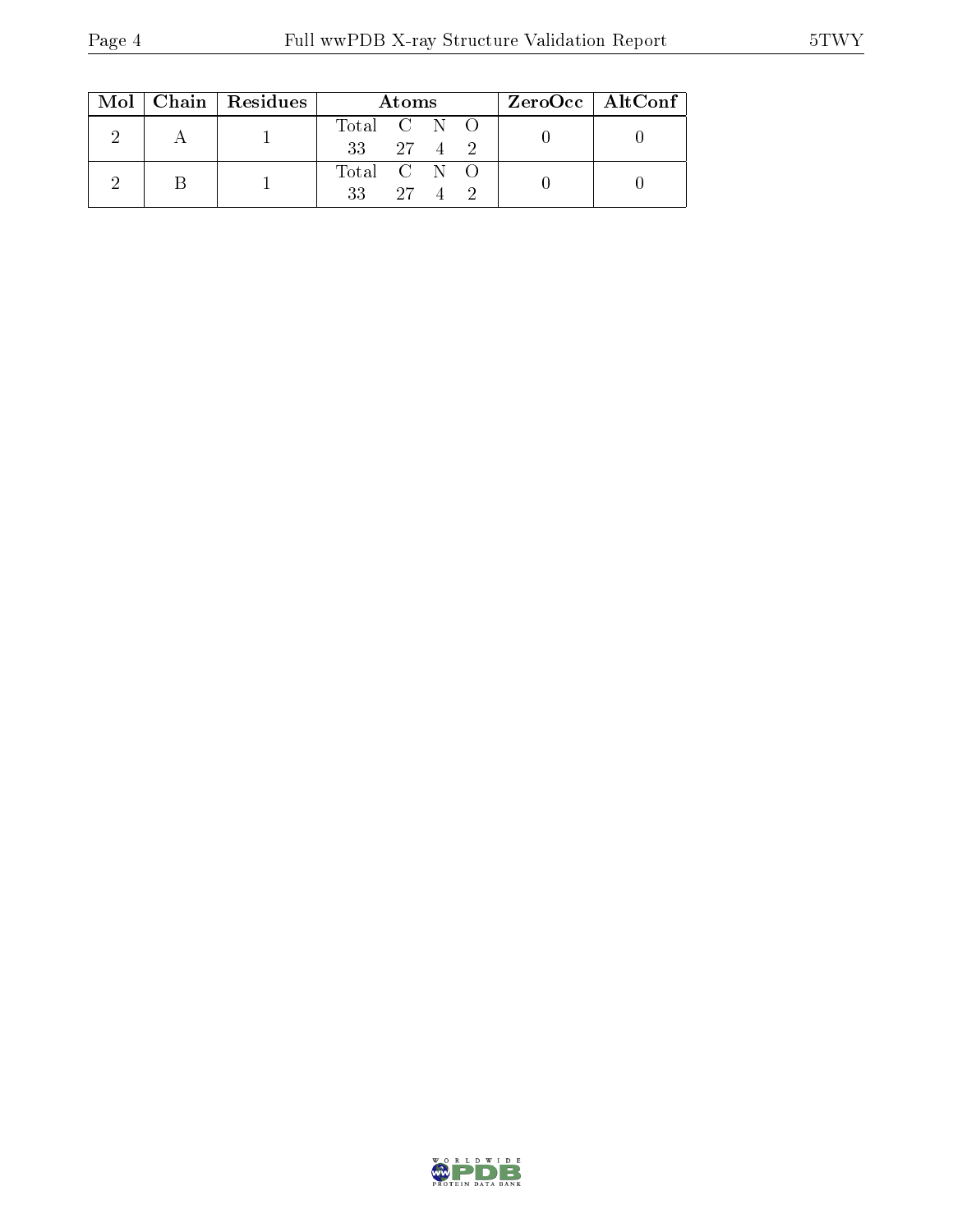| Mol | Chain | Residues | Atoms | | | | ZeroOcc | AltConf |
|---|---|---|---|---|---|---|---|---|
| | | | Total | C | N | O | | |
| 2 | A | 1 | 33 | 27 | 4 | 2 | 0 | 0 |
| 2 | B | 1 | 33 | 27 | 4 | 2 | 0 | 0 |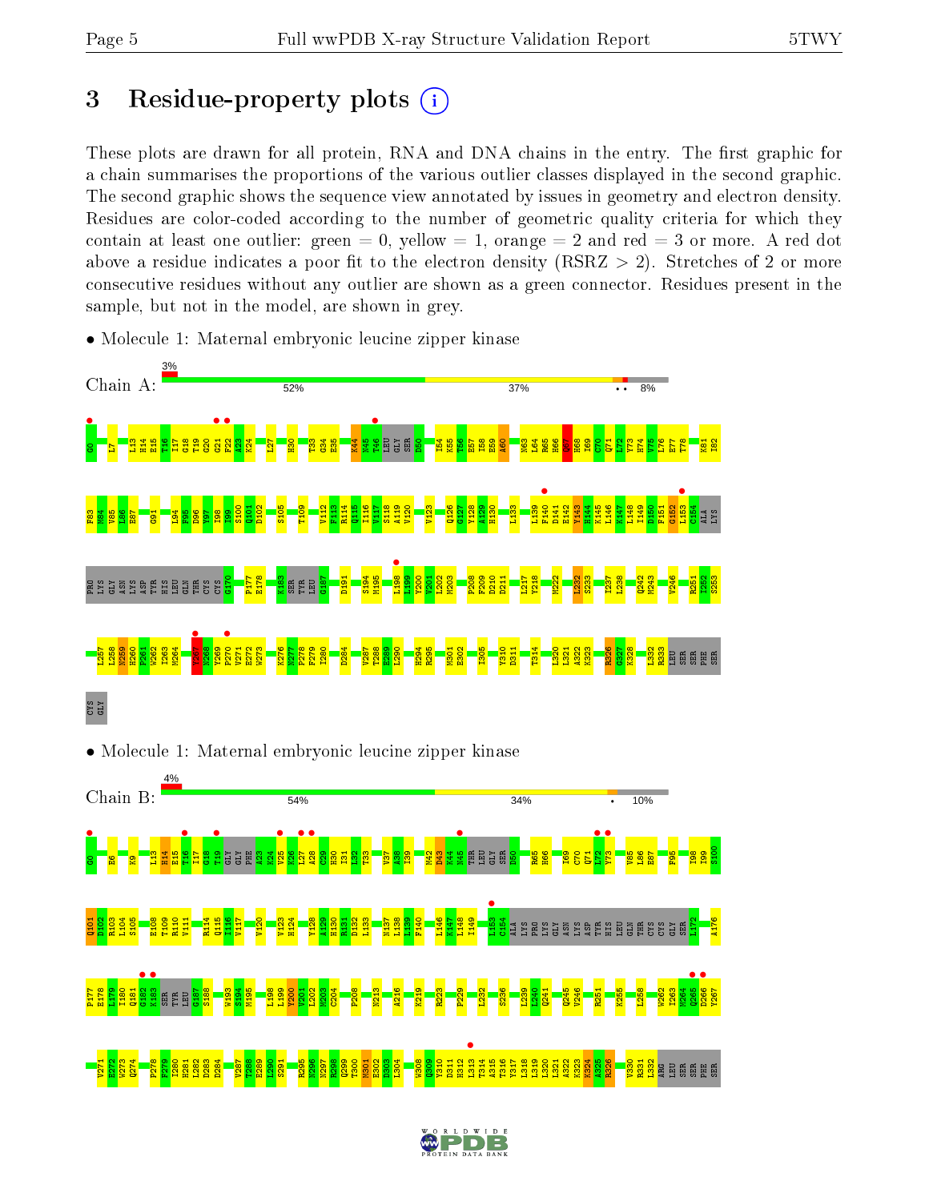# 3 Residue-property plots

These plots are drawn for all protein, RNA and DNA chains in the entry. The first graphic for a chain summarises the proportions of the various outlier classes displayed in the second graphic. The second graphic shows the sequence view annotated by issues in geometry and electron density. Residues are color-coded according to the number of geometric quality criteria for which they contain at least one outlier: green = 0, yellow = 1, orange = 2 and red = 3 or more. A red dot above a residue indicates a poor fit to the electron density (RSRZ > 2). Stretches of 2 or more consecutive residues without any outlier are shown as a green connector. Residues present in the sample, but not in the model, are shown in grey.

- Molecule 1: Maternal embryonic leucine zipper kinase

Chain A: 3% | 52% | 37% | 8%

- Molecule 1: Maternal embryonic leucine zipper kinase

Chain B: 4% | 54% | 34% | 10%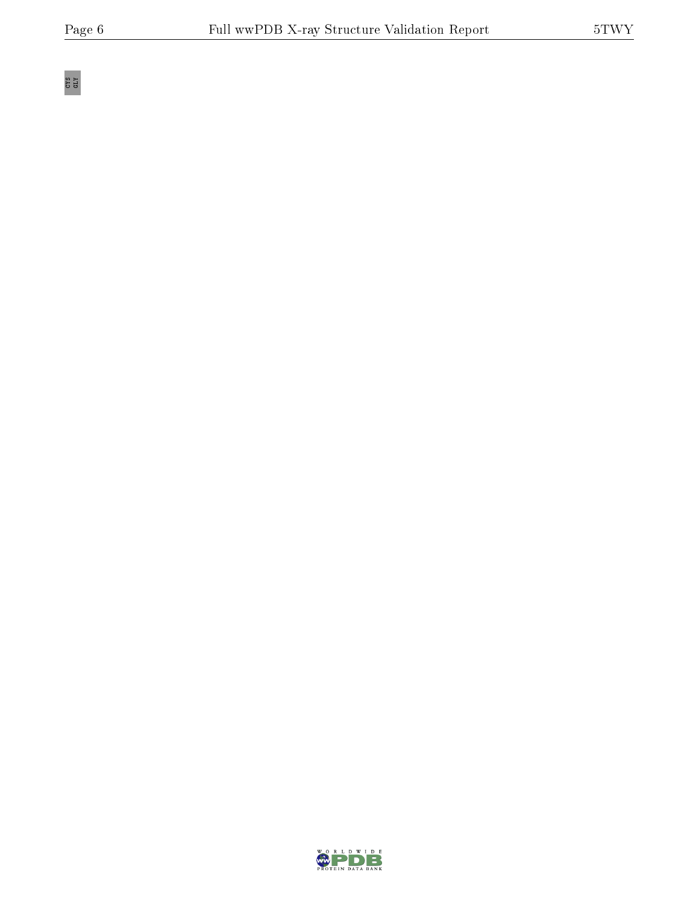CYS
GLY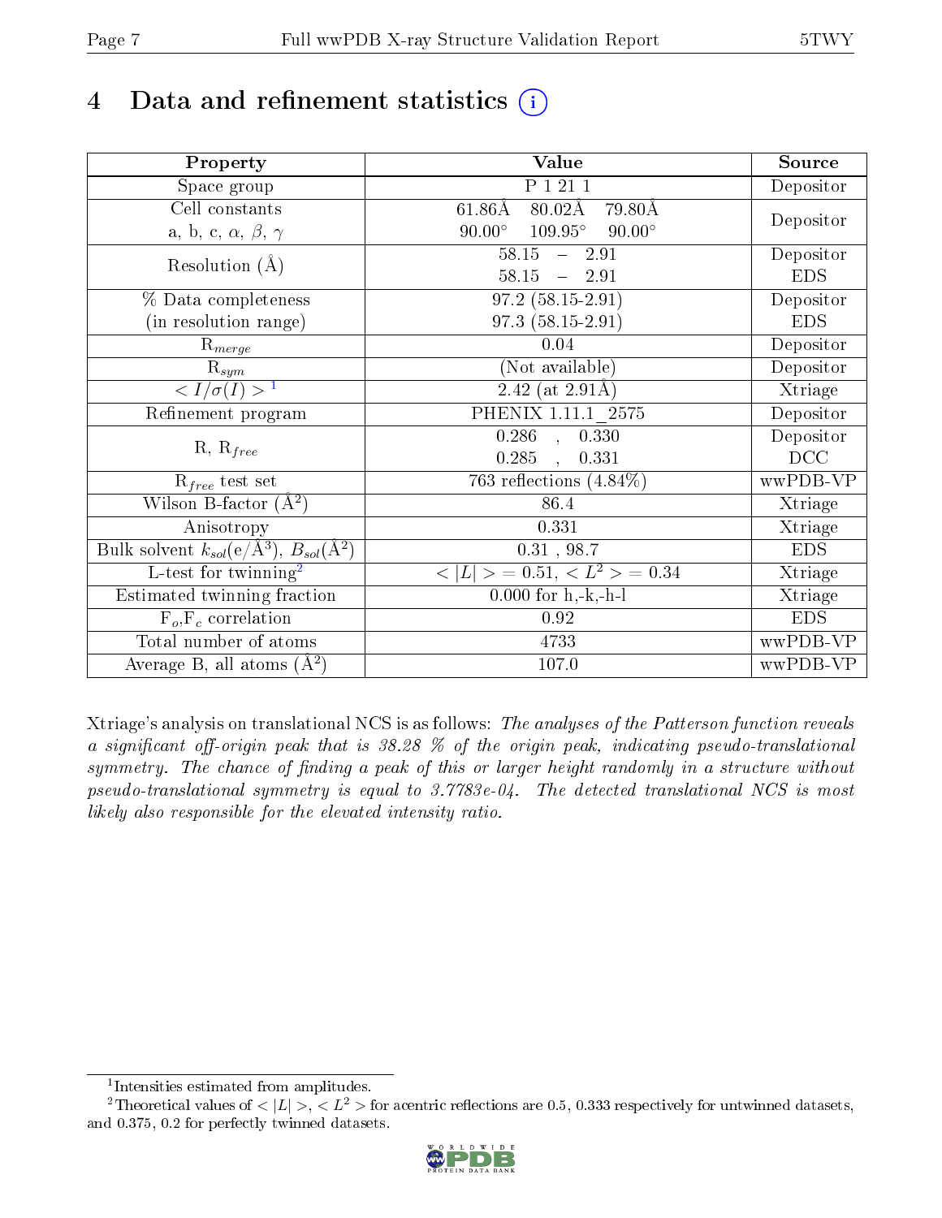# 4 Data and refinement statistics (i)

| Property | Value | Source |
|---|---|---|
| Space group | P 1 21 1 | Depositor |
| Cell constants<br>a, b, c, $\alpha$, $\beta$, $\gamma$ | 61.86Å 80.02Å 79.80Å<br>90.00° 109.95° 90.00° | Depositor |
| Resolution (Å) | 58.15 – 2.91<br>58.15 – 2.91 | Depositor<br>EDS |
| % Data completeness<br>(in resolution range) | 97.2 (58.15-2.91)<br>97.3 (58.15-2.91) | Depositor<br>EDS |
| $R_{merge}$ | 0.04 | Depositor |
| $R_{sym}$ | (Not available) | Depositor |
| $< I/\sigma(I) >$ [1] | 2.42 (at 2.91Å) | Xtriage |
| Refinement program | PHENIX 1.11.1_2575 | Depositor |
| R, $R_{free}$ | 0.286 , 0.330<br>0.285 , 0.331 | Depositor<br>DCC |
| $R_{free}$ test set | 763 reflections (4.84%) | wwPDB-VP |
| Wilson B-factor (Å$^2$) | 86.4 | Xtriage |
| Anisotropy | 0.331 | Xtriage |
| Bulk solvent $k_{sol}$(e/Å$^3$), $B_{sol}$(Å$^2$) | 0.31 , 98.7 | EDS |
| L-test for twinning[2] | $< \|L\| > = 0.51$, $< L^2 > = 0.34$ | Xtriage |
| Estimated twinning fraction | 0.000 for h,-k,-h-l | Xtriage |
| $F_o$,$F_c$ correlation | 0.92 | EDS |
| Total number of atoms | 4733 | wwPDB-VP |
| Average B, all atoms (Å$^2$) | 107.0 | wwPDB-VP |

Xtriage's analysis on translational NCS is as follows: *The analyses of the Patterson function reveals a significant off-origin peak that is 38.28 % of the origin peak, indicating pseudo-translational symmetry. The chance of finding a peak of this or larger height randomly in a structure without pseudo-translational symmetry is equal to 3.7783e-04. The detected translational NCS is most likely also responsible for the elevated intensity ratio.*

[1] Intensities estimated from amplitudes.

[2] Theoretical values of $< |L| >$, $< L^2 >$ for acentric reflections are 0.5, 0.333 respectively for untwinned datasets, and 0.375, 0.2 for perfectly twinned datasets.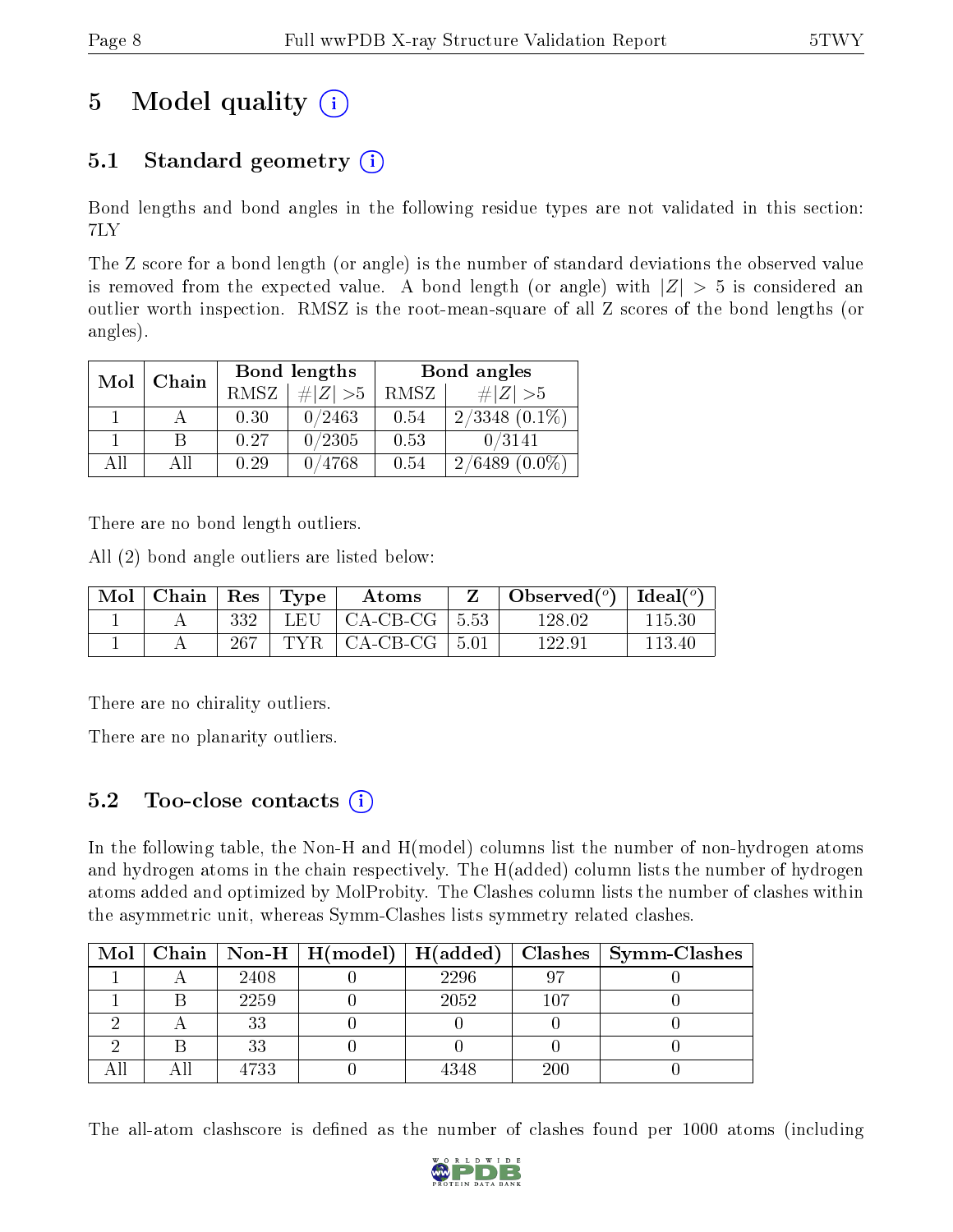# 5 Model quality

## 5.1 Standard geometry

Bond lengths and bond angles in the following residue types are not validated in this section: 7LY

The Z score for a bond length (or angle) is the number of standard deviations the observed value is removed from the expected value. A bond length (or angle) with $|Z| > 5$ is considered an outlier worth inspection. RMSZ is the root-mean-square of all Z scores of the bond lengths (or angles).

| Mol | Chain | Bond lengths | | Bond angles | |
|---|---|---|---|---|---|
| | | RMSZ | $\#\|Z\| > 5$ | RMSZ | $\#\|Z\| > 5$ |
| 1 | A | 0.30 | 0/2463 | 0.54 | 2/3348 (0.1%) |
| 1 | B | 0.27 | 0/2305 | 0.53 | 0/3141 |
| All | All | 0.29 | 0/4768 | 0.54 | 2/6489 (0.0%) |

There are no bond length outliers.

All (2) bond angle outliers are listed below:

| Mol | Chain | Res | Type | Atoms | Z | Observed(°) | Ideal(°) |
|---|---|---|---|---|---|---|---|
| 1 | A | 332 | LEU | CA-CB-CG | 5.53 | 128.02 | 115.30 |
| 1 | A | 267 | TYR | CA-CB-CG | 5.01 | 122.91 | 113.40 |

There are no chirality outliers.

There are no planarity outliers.

## 5.2 Too-close contacts

In the following table, the Non-H and H(model) columns list the number of non-hydrogen atoms and hydrogen atoms in the chain respectively. The H(added) column lists the number of hydrogen atoms added and optimized by MolProbity. The Clashes column lists the number of clashes within the asymmetric unit, whereas Symm-Clashes lists symmetry related clashes.

| Mol | Chain | Non-H | H(model) | H(added) | Clashes | Symm-Clashes |
|---|---|---|---|---|---|---|
| 1 | A | 2408 | 0 | 2296 | 97 | 0 |
| 1 | B | 2259 | 0 | 2052 | 107 | 0 |
| 2 | A | 33 | 0 | 0 | 0 | 0 |
| 2 | B | 33 | 0 | 0 | 0 | 0 |
| All | All | 4733 | 0 | 4348 | 200 | 0 |

The all-atom clashscore is defined as the number of clashes found per 1000 atoms (including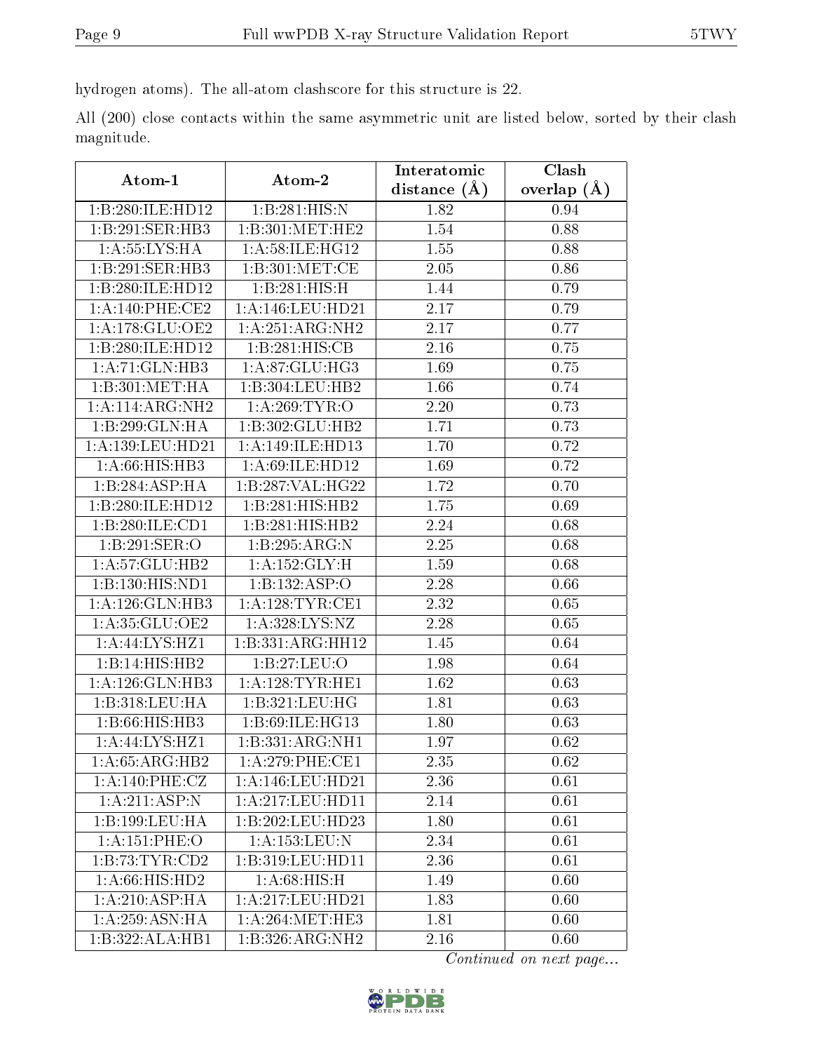hydrogen atoms). The all-atom clashscore for this structure is 22.

All (200) close contacts within the same asymmetric unit are listed below, sorted by their clash magnitude.

| Atom-1 | Atom-2 | Interatomic distance (Å) | Clash overlap (Å) |
|---|---|---|---|
| 1:B:280:ILE:HD12 | 1:B:281:HIS:N | 1.82 | 0.94 |
| 1:B:291:SER:HB3 | 1:B:301:MET:HE2 | 1.54 | 0.88 |
| 1:A:55:LYS:HA | 1:A:58:ILE:HG12 | 1.55 | 0.88 |
| 1:B:291:SER:HB3 | 1:B:301:MET:CE | 2.05 | 0.86 |
| 1:B:280:ILE:HD12 | 1:B:281:HIS:H | 1.44 | 0.79 |
| 1:A:140:PHE:CE2 | 1:A:146:LEU:HD21 | 2.17 | 0.79 |
| 1:A:178:GLU:OE2 | 1:A:251:ARG:NH2 | 2.17 | 0.77 |
| 1:B:280:ILE:HD12 | 1:B:281:HIS:CB | 2.16 | 0.75 |
| 1:A:71:GLN:HB3 | 1:A:87:GLU:HG3 | 1.69 | 0.75 |
| 1:B:301:MET:HA | 1:B:304:LEU:HB2 | 1.66 | 0.74 |
| 1:A:114:ARG:NH2 | 1:A:269:TYR:O | 2.20 | 0.73 |
| 1:B:299:GLN:HA | 1:B:302:GLU:HB2 | 1.71 | 0.73 |
| 1:A:139:LEU:HD21 | 1:A:149:ILE:HD13 | 1.70 | 0.72 |
| 1:A:66:HIS:HB3 | 1:A:69:ILE:HD12 | 1.69 | 0.72 |
| 1:B:284:ASP:HA | 1:B:287:VAL:HG22 | 1.72 | 0.70 |
| 1:B:280:ILE:HD12 | 1:B:281:HIS:HB2 | 1.75 | 0.69 |
| 1:B:280:ILE:CD1 | 1:B:281:HIS:HB2 | 2.24 | 0.68 |
| 1:B:291:SER:O | 1:B:295:ARG:N | 2.25 | 0.68 |
| 1:A:57:GLU:HB2 | 1:A:152:GLY:H | 1.59 | 0.68 |
| 1:B:130:HIS:ND1 | 1:B:132:ASP:O | 2.28 | 0.66 |
| 1:A:126:GLN:HB3 | 1:A:128:TYR:CE1 | 2.32 | 0.65 |
| 1:A:35:GLU:OE2 | 1:A:328:LYS:NZ | 2.28 | 0.65 |
| 1:A:44:LYS:HZ1 | 1:B:331:ARG:HH12 | 1.45 | 0.64 |
| 1:B:14:HIS:HB2 | 1:B:27:LEU:O | 1.98 | 0.64 |
| 1:A:126:GLN:HB3 | 1:A:128:TYR:HE1 | 1.62 | 0.63 |
| 1:B:318:LEU:HA | 1:B:321:LEU:HG | 1.81 | 0.63 |
| 1:B:66:HIS:HB3 | 1:B:69:ILE:HG13 | 1.80 | 0.63 |
| 1:A:44:LYS:HZ1 | 1:B:331:ARG:NH1 | 1.97 | 0.62 |
| 1:A:65:ARG:HB2 | 1:A:279:PHE:CE1 | 2.35 | 0.62 |
| 1:A:140:PHE:CZ | 1:A:146:LEU:HD21 | 2.36 | 0.61 |
| 1:A:211:ASP:N | 1:A:217:LEU:HD11 | 2.14 | 0.61 |
| 1:B:199:LEU:HA | 1:B:202:LEU:HD23 | 1.80 | 0.61 |
| 1:A:151:PHE:O | 1:A:153:LEU:N | 2.34 | 0.61 |
| 1:B:73:TYR:CD2 | 1:B:319:LEU:HD11 | 2.36 | 0.61 |
| 1:A:66:HIS:HD2 | 1:A:68:HIS:H | 1.49 | 0.60 |
| 1:A:210:ASP:HA | 1:A:217:LEU:HD21 | 1.83 | 0.60 |
| 1:A:259:ASN:HA | 1:A:264:MET:HE3 | 1.81 | 0.60 |
| 1:B:322:ALA:HB1 | 1:B:326:ARG:NH2 | 2.16 | 0.60 |

*Continued on next page...*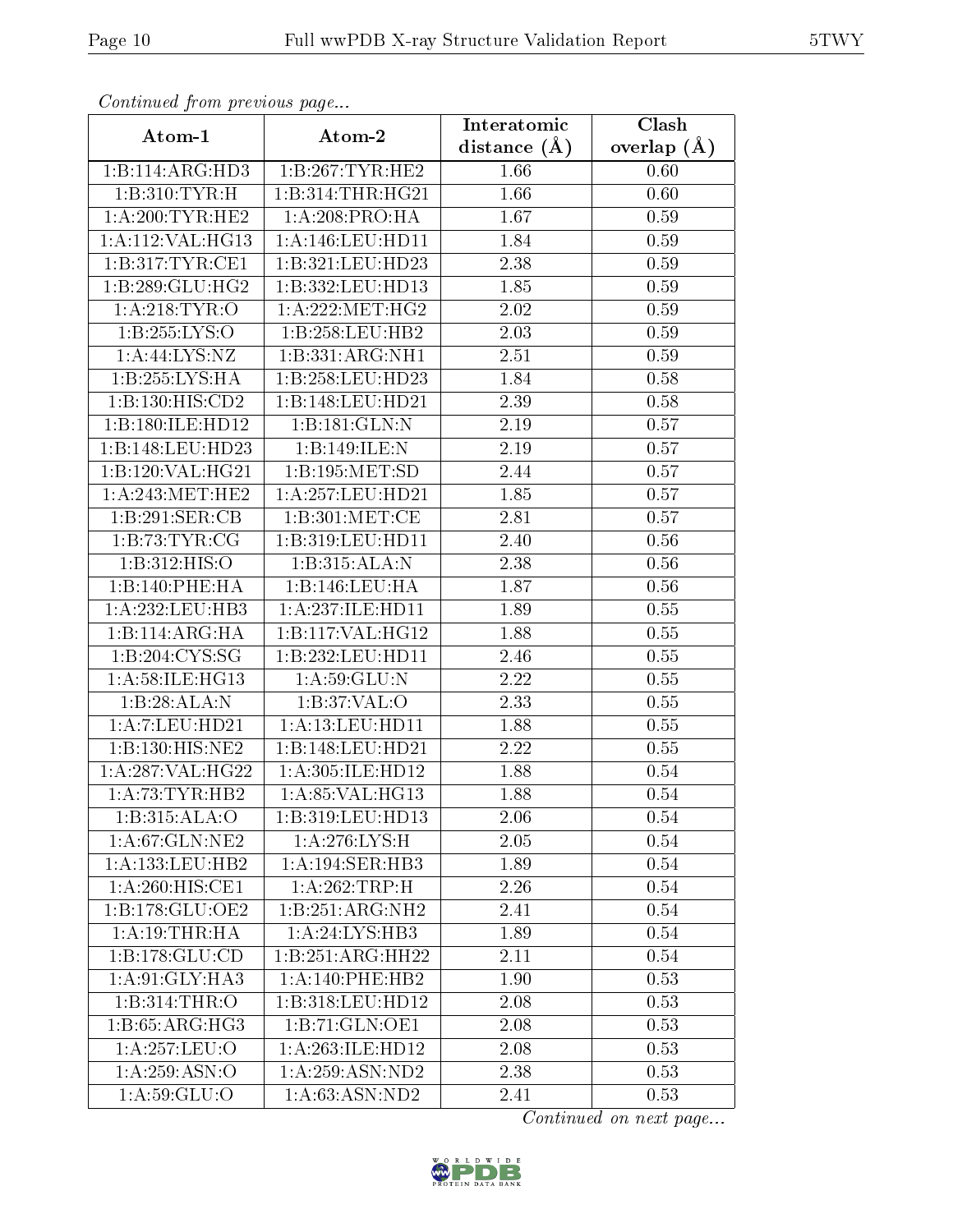*Continued from previous page...*

| Atom-1 | Atom-2 | Interatomic distance (Å) | Clash overlap (Å) |
|---|---|---|---|
| 1:B:114:ARG:HD3 | 1:B:267:TYR:HE2 | 1.66 | 0.60 |
| 1:B:310:TYR:H | 1:B:314:THR:HG21 | 1.66 | 0.60 |
| 1:A:200:TYR:HE2 | 1:A:208:PRO:HA | 1.67 | 0.59 |
| 1:A:112:VAL:HG13 | 1:A:146:LEU:HD11 | 1.84 | 0.59 |
| 1:B:317:TYR:CE1 | 1:B:321:LEU:HD23 | 2.38 | 0.59 |
| 1:B:289:GLU:HG2 | 1:B:332:LEU:HD13 | 1.85 | 0.59 |
| 1:A:218:TYR:O | 1:A:222:MET:HG2 | 2.02 | 0.59 |
| 1:B:255:LYS:O | 1:B:258:LEU:HB2 | 2.03 | 0.59 |
| 1:A:44:LYS:NZ | 1:B:331:ARG:NH1 | 2.51 | 0.59 |
| 1:B:255:LYS:HA | 1:B:258:LEU:HD23 | 1.84 | 0.58 |
| 1:B:130:HIS:CD2 | 1:B:148:LEU:HD21 | 2.39 | 0.58 |
| 1:B:180:ILE:HD12 | 1:B:181:GLN:N | 2.19 | 0.57 |
| 1:B:148:LEU:HD23 | 1:B:149:ILE:N | 2.19 | 0.57 |
| 1:B:120:VAL:HG21 | 1:B:195:MET:SD | 2.44 | 0.57 |
| 1:A:243:MET:HE2 | 1:A:257:LEU:HD21 | 1.85 | 0.57 |
| 1:B:291:SER:CB | 1:B:301:MET:CE | 2.81 | 0.57 |
| 1:B:73:TYR:CG | 1:B:319:LEU:HD11 | 2.40 | 0.56 |
| 1:B:312:HIS:O | 1:B:315:ALA:N | 2.38 | 0.56 |
| 1:B:140:PHE:HA | 1:B:146:LEU:HA | 1.87 | 0.56 |
| 1:A:232:LEU:HB3 | 1:A:237:ILE:HD11 | 1.89 | 0.55 |
| 1:B:114:ARG:HA | 1:B:117:VAL:HG12 | 1.88 | 0.55 |
| 1:B:204:CYS:SG | 1:B:232:LEU:HD11 | 2.46 | 0.55 |
| 1:A:58:ILE:HG13 | 1:A:59:GLU:N | 2.22 | 0.55 |
| 1:B:28:ALA:N | 1:B:37:VAL:O | 2.33 | 0.55 |
| 1:A:7:LEU:HD21 | 1:A:13:LEU:HD11 | 1.88 | 0.55 |
| 1:B:130:HIS:NE2 | 1:B:148:LEU:HD21 | 2.22 | 0.55 |
| 1:A:287:VAL:HG22 | 1:A:305:ILE:HD12 | 1.88 | 0.54 |
| 1:A:73:TYR:HB2 | 1:A:85:VAL:HG13 | 1.88 | 0.54 |
| 1:B:315:ALA:O | 1:B:319:LEU:HD13 | 2.06 | 0.54 |
| 1:A:67:GLN:NE2 | 1:A:276:LYS:H | 2.05 | 0.54 |
| 1:A:133:LEU:HB2 | 1:A:194:SER:HB3 | 1.89 | 0.54 |
| 1:A:260:HIS:CE1 | 1:A:262:TRP:H | 2.26 | 0.54 |
| 1:B:178:GLU:OE2 | 1:B:251:ARG:NH2 | 2.41 | 0.54 |
| 1:A:19:THR:HA | 1:A:24:LYS:HB3 | 1.89 | 0.54 |
| 1:B:178:GLU:CD | 1:B:251:ARG:HH22 | 2.11 | 0.54 |
| 1:A:91:GLY:HA3 | 1:A:140:PHE:HB2 | 1.90 | 0.53 |
| 1:B:314:THR:O | 1:B:318:LEU:HD12 | 2.08 | 0.53 |
| 1:B:65:ARG:HG3 | 1:B:71:GLN:OE1 | 2.08 | 0.53 |
| 1:A:257:LEU:O | 1:A:263:ILE:HD12 | 2.08 | 0.53 |
| 1:A:259:ASN:O | 1:A:259:ASN:ND2 | 2.38 | 0.53 |
| 1:A:59:GLU:O | 1:A:63:ASN:ND2 | 2.41 | 0.53 |

*Continued on next page...*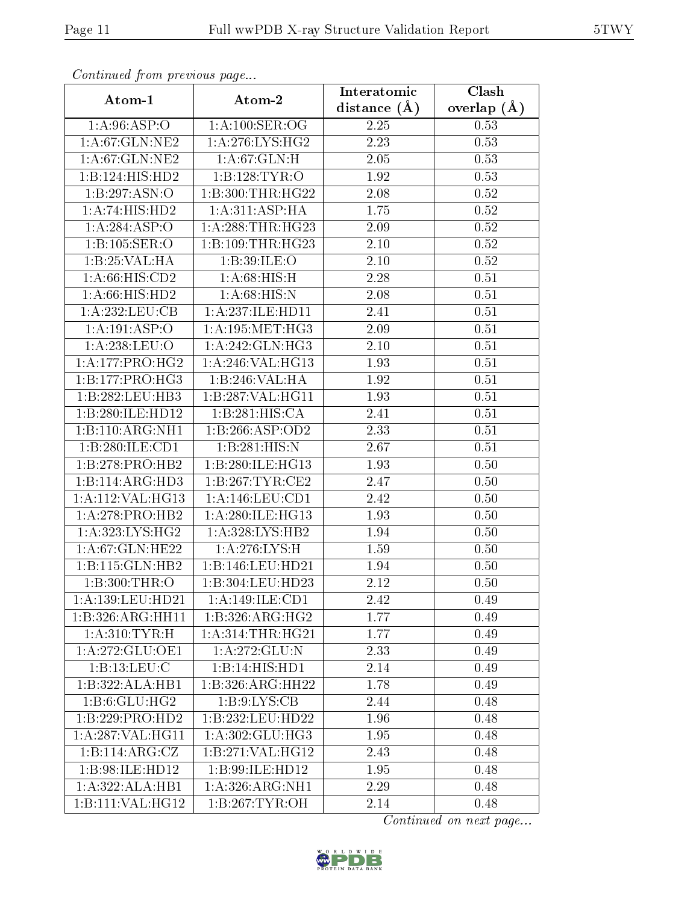*Continued from previous page...*

| Atom-1 | Atom-2 | Interatomic distance (Å) | Clash overlap (Å) |
|---|---|---|---|
| 1:A:96:ASP:O | 1:A:100:SER:OG | 2.25 | 0.53 |
| 1:A:67:GLN:NE2 | 1:A:276:LYS:HG2 | 2.23 | 0.53 |
| 1:A:67:GLN:NE2 | 1:A:67:GLN:H | 2.05 | 0.53 |
| 1:B:124:HIS:HD2 | 1:B:128:TYR:O | 1.92 | 0.53 |
| 1:B:297:ASN:O | 1:B:300:THR:HG22 | 2.08 | 0.52 |
| 1:A:74:HIS:HD2 | 1:A:311:ASP:HA | 1.75 | 0.52 |
| 1:A:284:ASP:O | 1:A:288:THR:HG23 | 2.09 | 0.52 |
| 1:B:105:SER:O | 1:B:109:THR:HG23 | 2.10 | 0.52 |
| 1:B:25:VAL:HA | 1:B:39:ILE:O | 2.10 | 0.52 |
| 1:A:66:HIS:CD2 | 1:A:68:HIS:H | 2.28 | 0.51 |
| 1:A:66:HIS:HD2 | 1:A:68:HIS:N | 2.08 | 0.51 |
| 1:A:232:LEU:CB | 1:A:237:ILE:HD11 | 2.41 | 0.51 |
| 1:A:191:ASP:O | 1:A:195:MET:HG3 | 2.09 | 0.51 |
| 1:A:238:LEU:O | 1:A:242:GLN:HG3 | 2.10 | 0.51 |
| 1:A:177:PRO:HG2 | 1:A:246:VAL:HG13 | 1.93 | 0.51 |
| 1:B:177:PRO:HG3 | 1:B:246:VAL:HA | 1.92 | 0.51 |
| 1:B:282:LEU:HB3 | 1:B:287:VAL:HG11 | 1.93 | 0.51 |
| 1:B:280:ILE:HD12 | 1:B:281:HIS:CA | 2.41 | 0.51 |
| 1:B:110:ARG:NH1 | 1:B:266:ASP:OD2 | 2.33 | 0.51 |
| 1:B:280:ILE:CD1 | 1:B:281:HIS:N | 2.67 | 0.51 |
| 1:B:278:PRO:HB2 | 1:B:280:ILE:HG13 | 1.93 | 0.50 |
| 1:B:114:ARG:HD3 | 1:B:267:TYR:CE2 | 2.47 | 0.50 |
| 1:A:112:VAL:HG13 | 1:A:146:LEU:CD1 | 2.42 | 0.50 |
| 1:A:278:PRO:HB2 | 1:A:280:ILE:HG13 | 1.93 | 0.50 |
| 1:A:323:LYS:HG2 | 1:A:328:LYS:HB2 | 1.94 | 0.50 |
| 1:A:67:GLN:HE22 | 1:A:276:LYS:H | 1.59 | 0.50 |
| 1:B:115:GLN:HB2 | 1:B:146:LEU:HD21 | 1.94 | 0.50 |
| 1:B:300:THR:O | 1:B:304:LEU:HD23 | 2.12 | 0.50 |
| 1:A:139:LEU:HD21 | 1:A:149:ILE:CD1 | 2.42 | 0.49 |
| 1:B:326:ARG:HH11 | 1:B:326:ARG:HG2 | 1.77 | 0.49 |
| 1:A:310:TYR:H | 1:A:314:THR:HG21 | 1.77 | 0.49 |
| 1:A:272:GLU:OE1 | 1:A:272:GLU:N | 2.33 | 0.49 |
| 1:B:13:LEU:C | 1:B:14:HIS:HD1 | 2.14 | 0.49 |
| 1:B:322:ALA:HB1 | 1:B:326:ARG:HH22 | 1.78 | 0.49 |
| 1:B:6:GLU:HG2 | 1:B:9:LYS:CB | 2.44 | 0.48 |
| 1:B:229:PRO:HD2 | 1:B:232:LEU:HD22 | 1.96 | 0.48 |
| 1:A:287:VAL:HG11 | 1:A:302:GLU:HG3 | 1.95 | 0.48 |
| 1:B:114:ARG:CZ | 1:B:271:VAL:HG12 | 2.43 | 0.48 |
| 1:B:98:ILE:HD12 | 1:B:99:ILE:HD12 | 1.95 | 0.48 |
| 1:A:322:ALA:HB1 | 1:A:326:ARG:NH1 | 2.29 | 0.48 |
| 1:B:111:VAL:HG12 | 1:B:267:TYR:OH | 2.14 | 0.48 |

*Continued on next page...*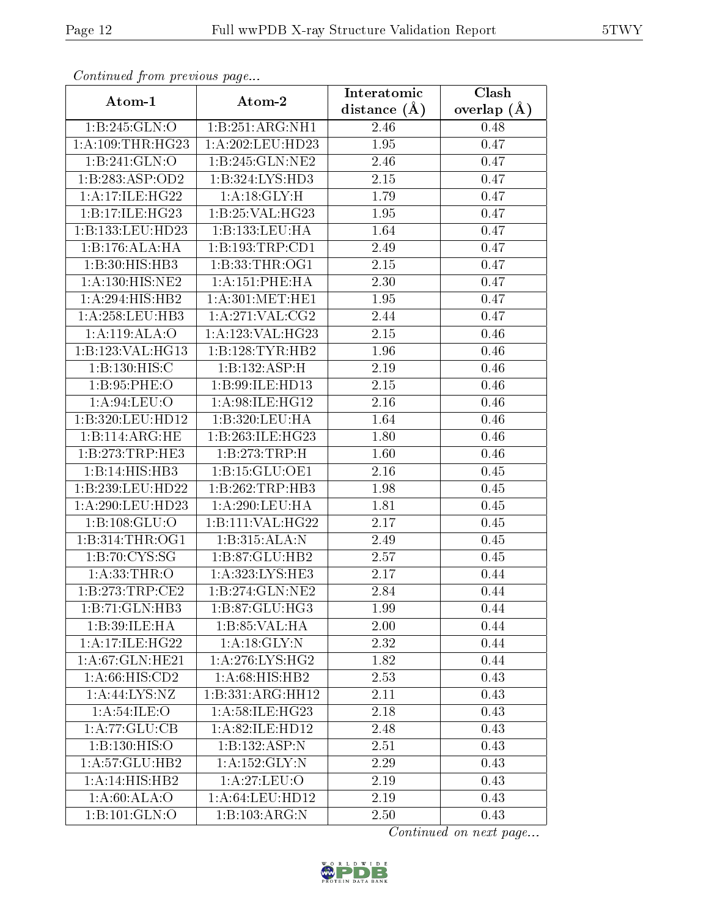*Continued from previous page...*

| Atom-1 | Atom-2 | Interatomic distance (Å) | Clash overlap (Å) |
|---|---|---|---|
| 1:B:245:GLN:O | 1:B:251:ARG:NH1 | 2.46 | 0.48 |
| 1:A:109:THR:HG23 | 1:A:202:LEU:HD23 | 1.95 | 0.47 |
| 1:B:241:GLN:O | 1:B:245:GLN:NE2 | 2.46 | 0.47 |
| 1:B:283:ASP:OD2 | 1:B:324:LYS:HD3 | 2.15 | 0.47 |
| 1:A:17:ILE:HG22 | 1:A:18:GLY:H | 1.79 | 0.47 |
| 1:B:17:ILE:HG23 | 1:B:25:VAL:HG23 | 1.95 | 0.47 |
| 1:B:133:LEU:HD23 | 1:B:133:LEU:HA | 1.64 | 0.47 |
| 1:B:176:ALA:HA | 1:B:193:TRP:CD1 | 2.49 | 0.47 |
| 1:B:30:HIS:HB3 | 1:B:33:THR:OG1 | 2.15 | 0.47 |
| 1:A:130:HIS:NE2 | 1:A:151:PHE:HA | 2.30 | 0.47 |
| 1:A:294:HIS:HB2 | 1:A:301:MET:HE1 | 1.95 | 0.47 |
| 1:A:258:LEU:HB3 | 1:A:271:VAL:CG2 | 2.44 | 0.47 |
| 1:A:119:ALA:O | 1:A:123:VAL:HG23 | 2.15 | 0.46 |
| 1:B:123:VAL:HG13 | 1:B:128:TYR:HB2 | 1.96 | 0.46 |
| 1:B:130:HIS:C | 1:B:132:ASP:H | 2.19 | 0.46 |
| 1:B:95:PHE:O | 1:B:99:ILE:HD13 | 2.15 | 0.46 |
| 1:A:94:LEU:O | 1:A:98:ILE:HG12 | 2.16 | 0.46 |
| 1:B:320:LEU:HD12 | 1:B:320:LEU:HA | 1.64 | 0.46 |
| 1:B:114:ARG:HE | 1:B:263:ILE:HG23 | 1.80 | 0.46 |
| 1:B:273:TRP:HE3 | 1:B:273:TRP:H | 1.60 | 0.46 |
| 1:B:14:HIS:HB3 | 1:B:15:GLU:OE1 | 2.16 | 0.45 |
| 1:B:239:LEU:HD22 | 1:B:262:TRP:HB3 | 1.98 | 0.45 |
| 1:A:290:LEU:HD23 | 1:A:290:LEU:HA | 1.81 | 0.45 |
| 1:B:108:GLU:O | 1:B:111:VAL:HG22 | 2.17 | 0.45 |
| 1:B:314:THR:OG1 | 1:B:315:ALA:N | 2.49 | 0.45 |
| 1:B:70:CYS:SG | 1:B:87:GLU:HB2 | 2.57 | 0.45 |
| 1:A:33:THR:O | 1:A:323:LYS:HE3 | 2.17 | 0.44 |
| 1:B:273:TRP:CE2 | 1:B:274:GLN:NE2 | 2.84 | 0.44 |
| 1:B:71:GLN:HB3 | 1:B:87:GLU:HG3 | 1.99 | 0.44 |
| 1:B:39:ILE:HA | 1:B:85:VAL:HA | 2.00 | 0.44 |
| 1:A:17:ILE:HG22 | 1:A:18:GLY:N | 2.32 | 0.44 |
| 1:A:67:GLN:HE21 | 1:A:276:LYS:HG2 | 1.82 | 0.44 |
| 1:A:66:HIS:CD2 | 1:A:68:HIS:HB2 | 2.53 | 0.43 |
| 1:A:44:LYS:NZ | 1:B:331:ARG:HH12 | 2.11 | 0.43 |
| 1:A:54:ILE:O | 1:A:58:ILE:HG23 | 2.18 | 0.43 |
| 1:A:77:GLU:CB | 1:A:82:ILE:HD12 | 2.48 | 0.43 |
| 1:B:130:HIS:O | 1:B:132:ASP:N | 2.51 | 0.43 |
| 1:A:57:GLU:HB2 | 1:A:152:GLY:N | 2.29 | 0.43 |
| 1:A:14:HIS:HB2 | 1:A:27:LEU:O | 2.19 | 0.43 |
| 1:A:60:ALA:O | 1:A:64:LEU:HD12 | 2.19 | 0.43 |
| 1:B:101:GLN:O | 1:B:103:ARG:N | 2.50 | 0.43 |

*Continued on next page...*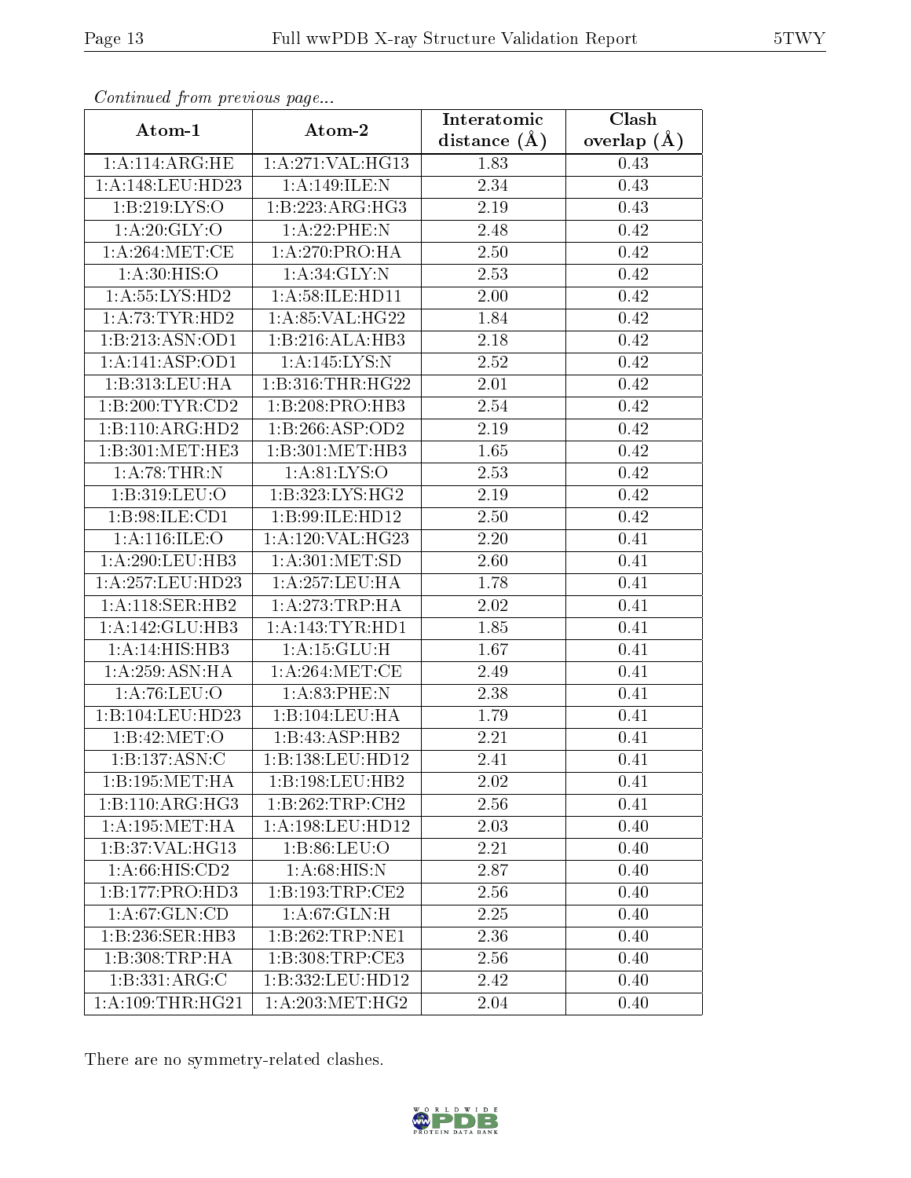*Continued from previous page...*

| Atom-1 | Atom-2 | Interatomic distance (Å) | Clash overlap (Å) |
|---|---|---|---|
| 1:A:114:ARG:HE | 1:A:271:VAL:HG13 | 1.83 | 0.43 |
| 1:A:148:LEU:HD23 | 1:A:149:ILE:N | 2.34 | 0.43 |
| 1:B:219:LYS:O | 1:B:223:ARG:HG3 | 2.19 | 0.43 |
| 1:A:20:GLY:O | 1:A:22:PHE:N | 2.48 | 0.42 |
| 1:A:264:MET:CE | 1:A:270:PRO:HA | 2.50 | 0.42 |
| 1:A:30:HIS:O | 1:A:34:GLY:N | 2.53 | 0.42 |
| 1:A:55:LYS:HD2 | 1:A:58:ILE:HD11 | 2.00 | 0.42 |
| 1:A:73:TYR:HD2 | 1:A:85:VAL:HG22 | 1.84 | 0.42 |
| 1:B:213:ASN:OD1 | 1:B:216:ALA:HB3 | 2.18 | 0.42 |
| 1:A:141:ASP:OD1 | 1:A:145:LYS:N | 2.52 | 0.42 |
| 1:B:313:LEU:HA | 1:B:316:THR:HG22 | 2.01 | 0.42 |
| 1:B:200:TYR:CD2 | 1:B:208:PRO:HB3 | 2.54 | 0.42 |
| 1:B:110:ARG:HD2 | 1:B:266:ASP:OD2 | 2.19 | 0.42 |
| 1:B:301:MET:HE3 | 1:B:301:MET:HB3 | 1.65 | 0.42 |
| 1:A:78:THR:N | 1:A:81:LYS:O | 2.53 | 0.42 |
| 1:B:319:LEU:O | 1:B:323:LYS:HG2 | 2.19 | 0.42 |
| 1:B:98:ILE:CD1 | 1:B:99:ILE:HD12 | 2.50 | 0.42 |
| 1:A:116:ILE:O | 1:A:120:VAL:HG23 | 2.20 | 0.41 |
| 1:A:290:LEU:HB3 | 1:A:301:MET:SD | 2.60 | 0.41 |
| 1:A:257:LEU:HD23 | 1:A:257:LEU:HA | 1.78 | 0.41 |
| 1:A:118:SER:HB2 | 1:A:273:TRP:HA | 2.02 | 0.41 |
| 1:A:142:GLU:HB3 | 1:A:143:TYR:HD1 | 1.85 | 0.41 |
| 1:A:14:HIS:HB3 | 1:A:15:GLU:H | 1.67 | 0.41 |
| 1:A:259:ASN:HA | 1:A:264:MET:CE | 2.49 | 0.41 |
| 1:A:76:LEU:O | 1:A:83:PHE:N | 2.38 | 0.41 |
| 1:B:104:LEU:HD23 | 1:B:104:LEU:HA | 1.79 | 0.41 |
| 1:B:42:MET:O | 1:B:43:ASP:HB2 | 2.21 | 0.41 |
| 1:B:137:ASN:C | 1:B:138:LEU:HD12 | 2.41 | 0.41 |
| 1:B:195:MET:HA | 1:B:198:LEU:HB2 | 2.02 | 0.41 |
| 1:B:110:ARG:HG3 | 1:B:262:TRP:CH2 | 2.56 | 0.41 |
| 1:A:195:MET:HA | 1:A:198:LEU:HD12 | 2.03 | 0.40 |
| 1:B:37:VAL:HG13 | 1:B:86:LEU:O | 2.21 | 0.40 |
| 1:A:66:HIS:CD2 | 1:A:68:HIS:N | 2.87 | 0.40 |
| 1:B:177:PRO:HD3 | 1:B:193:TRP:CE2 | 2.56 | 0.40 |
| 1:A:67:GLN:CD | 1:A:67:GLN:H | 2.25 | 0.40 |
| 1:B:236:SER:HB3 | 1:B:262:TRP:NE1 | 2.36 | 0.40 |
| 1:B:308:TRP:HA | 1:B:308:TRP:CE3 | 2.56 | 0.40 |
| 1:B:331:ARG:C | 1:B:332:LEU:HD12 | 2.42 | 0.40 |
| 1:A:109:THR:HG21 | 1:A:203:MET:HG2 | 2.04 | 0.40 |

There are no symmetry-related clashes.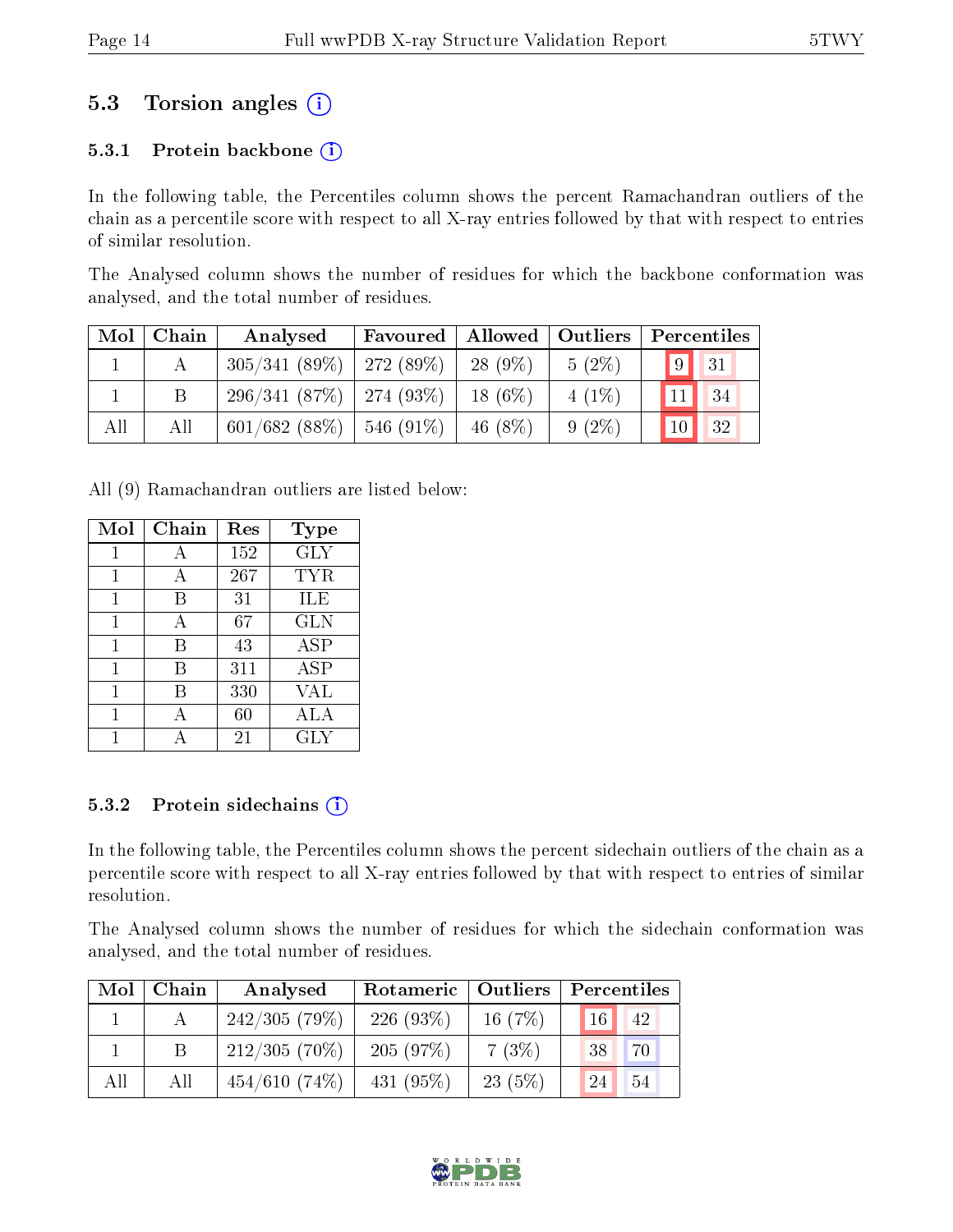## 5.3 Torsion angles (i)

### 5.3.1 Protein backbone (i)

In the following table, the Percentiles column shows the percent Ramachandran outliers of the chain as a percentile score with respect to all X-ray entries followed by that with respect to entries of similar resolution.

The Analysed column shows the number of residues for which the backbone conformation was analysed, and the total number of residues.

| Mol | Chain | Analysed | Favoured | Allowed | Outliers | Percentiles | |
|---|---|---|---|---|---|---|---|
| 1 | A | 305/341 (89%) | 272 (89%) | 28 (9%) | 5 (2%) | 9 | 31 |
| 1 | B | 296/341 (87%) | 274 (93%) | 18 (6%) | 4 (1%) | 11 | 34 |
| All | All | 601/682 (88%) | 546 (91%) | 46 (8%) | 9 (2%) | 10 | 32 |

All (9) Ramachandran outliers are listed below:

| Mol | Chain | Res | Type |
|---|---|---|---|
| 1 | A | 152 | GLY |
| 1 | A | 267 | TYR |
| 1 | B | 31 | ILE |
| 1 | A | 67 | GLN |
| 1 | B | 43 | ASP |
| 1 | B | 311 | ASP |
| 1 | B | 330 | VAL |
| 1 | A | 60 | ALA |
| 1 | A | 21 | GLY |

### 5.3.2 Protein sidechains (i)

In the following table, the Percentiles column shows the percent sidechain outliers of the chain as a percentile score with respect to all X-ray entries followed by that with respect to entries of similar resolution.

The Analysed column shows the number of residues for which the sidechain conformation was analysed, and the total number of residues.

| Mol | Chain | Analysed | Rotameric | Outliers | Percentiles | |
|---|---|---|---|---|---|---|
| 1 | A | 242/305 (79%) | 226 (93%) | 16 (7%) | 16 | 42 |
| 1 | B | 212/305 (70%) | 205 (97%) | 7 (3%) | 38 | 70 |
| All | All | 454/610 (74%) | 431 (95%) | 23 (5%) | 24 | 54 |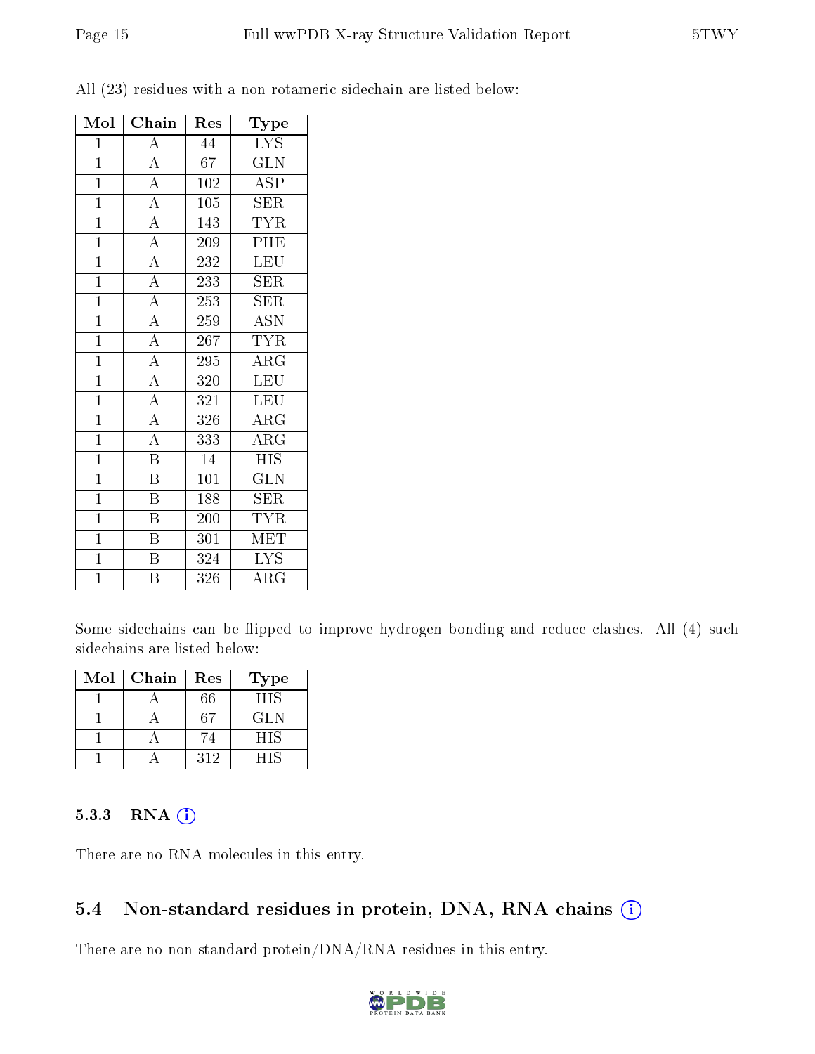All (23) residues with a non-rotameric sidechain are listed below:

| Mol | Chain | Res | Type |
|---|---|---|---|
| 1 | A | 44 | LYS |
| 1 | A | 67 | GLN |
| 1 | A | 102 | ASP |
| 1 | A | 105 | SER |
| 1 | A | 143 | TYR |
| 1 | A | 209 | PHE |
| 1 | A | 232 | LEU |
| 1 | A | 233 | SER |
| 1 | A | 253 | SER |
| 1 | A | 259 | ASN |
| 1 | A | 267 | TYR |
| 1 | A | 295 | ARG |
| 1 | A | 320 | LEU |
| 1 | A | 321 | LEU |
| 1 | A | 326 | ARG |
| 1 | A | 333 | ARG |
| 1 | B | 14 | HIS |
| 1 | B | 101 | GLN |
| 1 | B | 188 | SER |
| 1 | B | 200 | TYR |
| 1 | B | 301 | MET |
| 1 | B | 324 | LYS |
| 1 | B | 326 | ARG |

Some sidechains can be flipped to improve hydrogen bonding and reduce clashes. All (4) such sidechains are listed below:

| Mol | Chain | Res | Type |
|---|---|---|---|
| 1 | A | 66 | HIS |
| 1 | A | 67 | GLN |
| 1 | A | 74 | HIS |
| 1 | A | 312 | HIS |

### 5.3.3 RNA

There are no RNA molecules in this entry.

## 5.4 Non-standard residues in protein, DNA, RNA chains

There are no non-standard protein/DNA/RNA residues in this entry.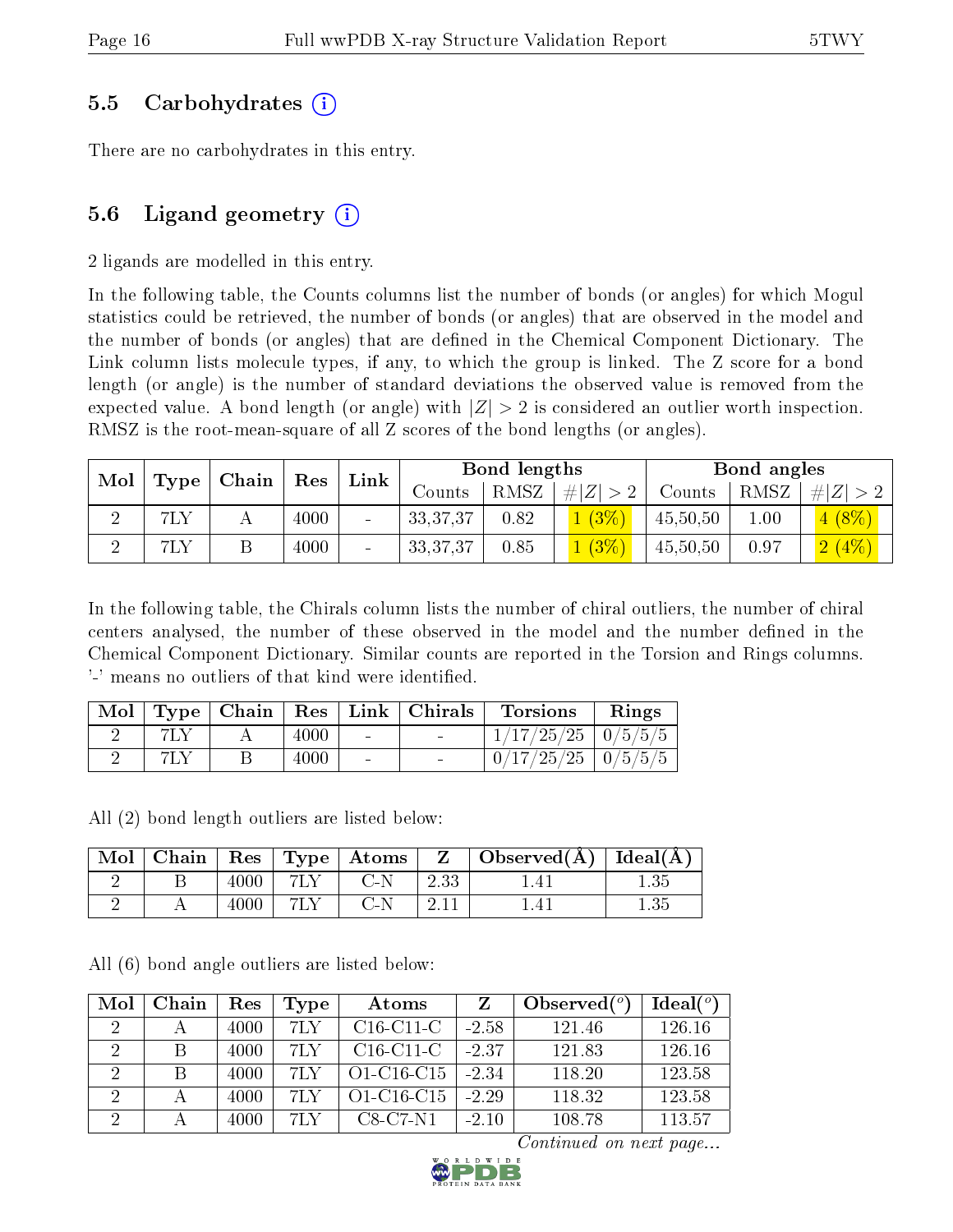## 5.5 Carbohydrates (i)

There are no carbohydrates in this entry.

## 5.6 Ligand geometry (i)

2 ligands are modelled in this entry.

In the following table, the Counts columns list the number of bonds (or angles) for which Mogul statistics could be retrieved, the number of bonds (or angles) that are observed in the model and the number of bonds (or angles) that are defined in the Chemical Component Dictionary. The Link column lists molecule types, if any, to which the group is linked. The Z score for a bond length (or angle) is the number of standard deviations the observed value is removed from the expected value. A bond length (or angle) with $|Z| > 2$ is considered an outlier worth inspection. RMSZ is the root-mean-square of all Z scores of the bond lengths (or angles).

| Mol | Type | Chain | Res | Link | Bond lengths | | | Bond angles | | |
|---|---|---|---|---|---|---|---|---|---|---|
| | | | | | Counts | RMSZ | $\#\|Z\| > 2$ | Counts | RMSZ | $\#\|Z\| > 2$ |
| 2 | 7LY | A | 4000 | - | 33,37,37 | 0.82 | 1 (3%) | 45,50,50 | 1.00 | 4 (8%) |
| 2 | 7LY | B | 4000 | - | 33,37,37 | 0.85 | 1 (3%) | 45,50,50 | 0.97 | 2 (4%) |

In the following table, the Chirals column lists the number of chiral outliers, the number of chiral centers analysed, the number of these observed in the model and the number defined in the Chemical Component Dictionary. Similar counts are reported in the Torsion and Rings columns. '-' means no outliers of that kind were identified.

| Mol | Type | Chain | Res | Link | Chirals | Torsions | Rings |
|---|---|---|---|---|---|---|---|
| 2 | 7LY | A | 4000 | - | - | 1/17/25/25 | 0/5/5/5 |
| 2 | 7LY | B | 4000 | - | - | 0/17/25/25 | 0/5/5/5 |

All (2) bond length outliers are listed below:

| Mol | Chain | Res | Type | Atoms | Z | Observed(Å) | Ideal(Å) |
|---|---|---|---|---|---|---|---|
| 2 | B | 4000 | 7LY | C-N | 2.33 | 1.41 | 1.35 |
| 2 | A | 4000 | 7LY | C-N | 2.11 | 1.41 | 1.35 |

All (6) bond angle outliers are listed below:

| Mol | Chain | Res | Type | Atoms | Z | Observed($^o$) | Ideal($^o$) |
|---|---|---|---|---|---|---|---|
| 2 | A | 4000 | 7LY | C16-C11-C | -2.58 | 121.46 | 126.16 |
| 2 | B | 4000 | 7LY | C16-C11-C | -2.37 | 121.83 | 126.16 |
| 2 | B | 4000 | 7LY | O1-C16-C15 | -2.34 | 118.20 | 123.58 |
| 2 | A | 4000 | 7LY | O1-C16-C15 | -2.29 | 118.32 | 123.58 |
| 2 | A | 4000 | 7LY | C8-C7-N1 | -2.10 | 108.78 | 113.57 |

*Continued on next page...*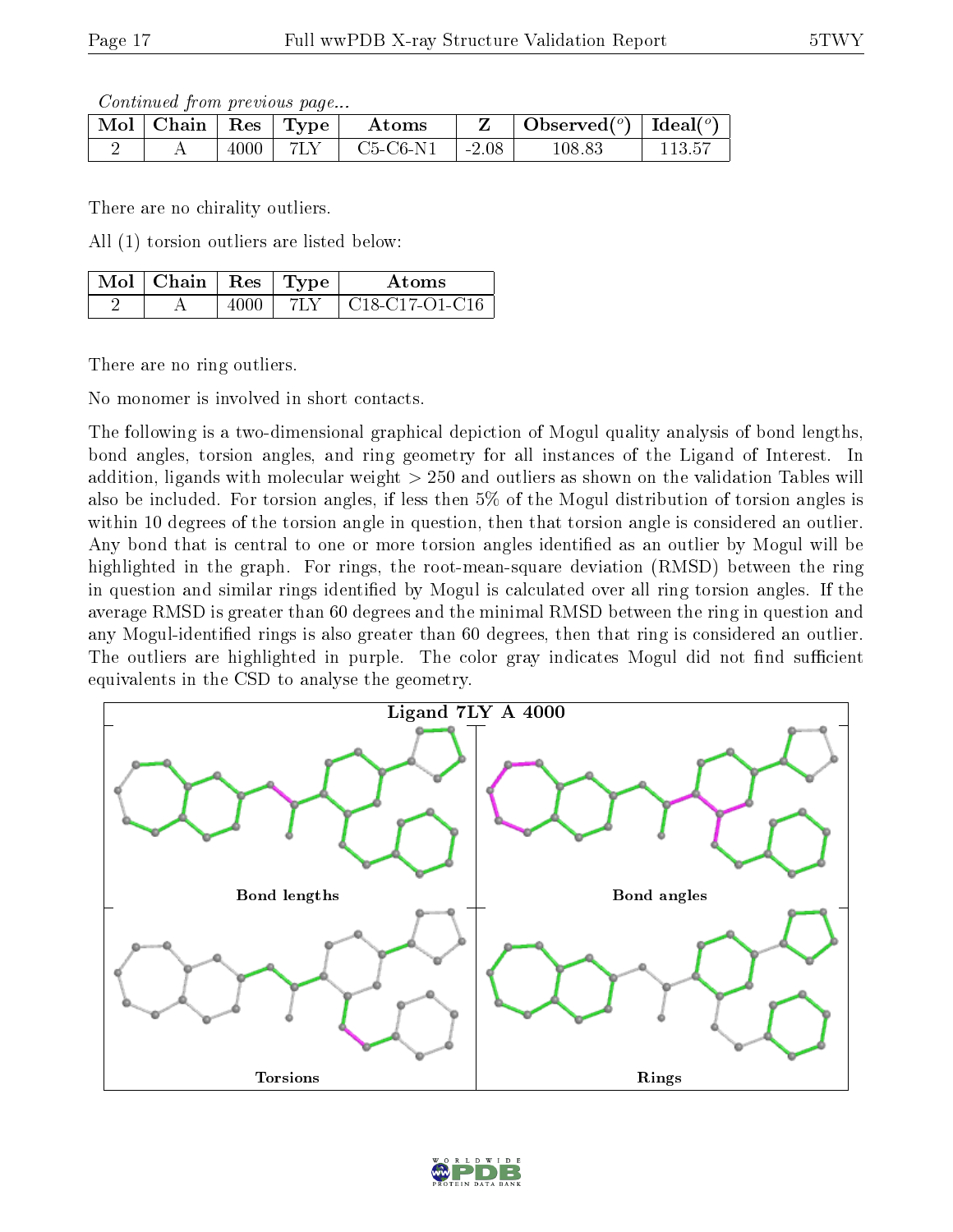*Continued from previous page...*

| Mol | Chain | Res | Type | Atoms | Z | Observed(°) | Ideal(°) |
|---|---|---|---|---|---|---|---|
| 2 | A | 4000 | 7LY | C5-C6-N1 | -2.08 | 108.83 | 113.57 |

There are no chirality outliers.

All (1) torsion outliers are listed below:

| Mol | Chain | Res | Type | Atoms |
|---|---|---|---|---|
| 2 | A | 4000 | 7LY | C18-C17-O1-C16 |

There are no ring outliers.

No monomer is involved in short contacts.

The following is a two-dimensional graphical depiction of Mogul quality analysis of bond lengths, bond angles, torsion angles, and ring geometry for all instances of the Ligand of Interest. In addition, ligands with molecular weight > 250 and outliers as shown on the validation Tables will also be included. For torsion angles, if less then 5% of the Mogul distribution of torsion angles is within 10 degrees of the torsion angle in question, then that torsion angle is considered an outlier. Any bond that is central to one or more torsion angles identified as an outlier by Mogul will be highlighted in the graph. For rings, the root-mean-square deviation (RMSD) between the ring in question and similar rings identified by Mogul is calculated over all ring torsion angles. If the average RMSD is greater than 60 degrees and the minimal RMSD between the ring in question and any Mogul-identified rings is also greater than 60 degrees, then that ring is considered an outlier. The outliers are highlighted in purple. The color gray indicates Mogul did not find sufficient equivalents in the CSD to analyse the geometry.

**Ligand 7LY A 4000**

Bond lengths | Bond angles | Torsions | Rings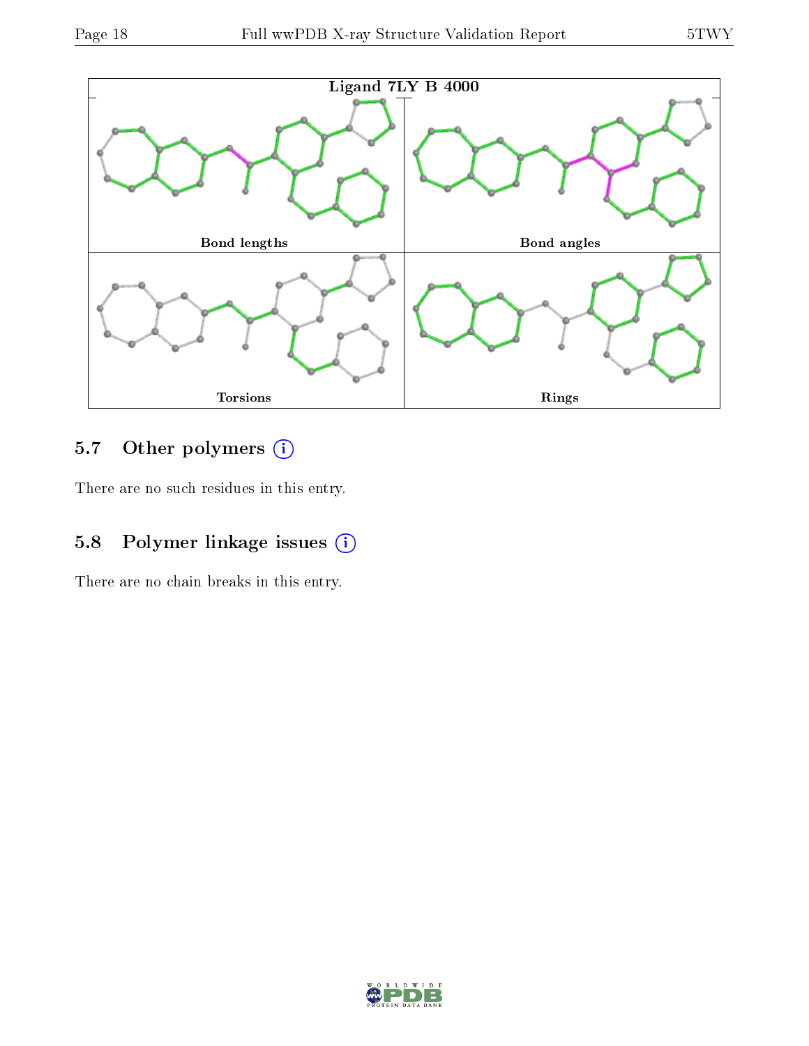Ligand 7LY B 4000

Bond lengths

Bond angles

Torsions

Rings

### 5.7 Other polymers (i)

There are no such residues in this entry.

### 5.8 Polymer linkage issues (i)

There are no chain breaks in this entry.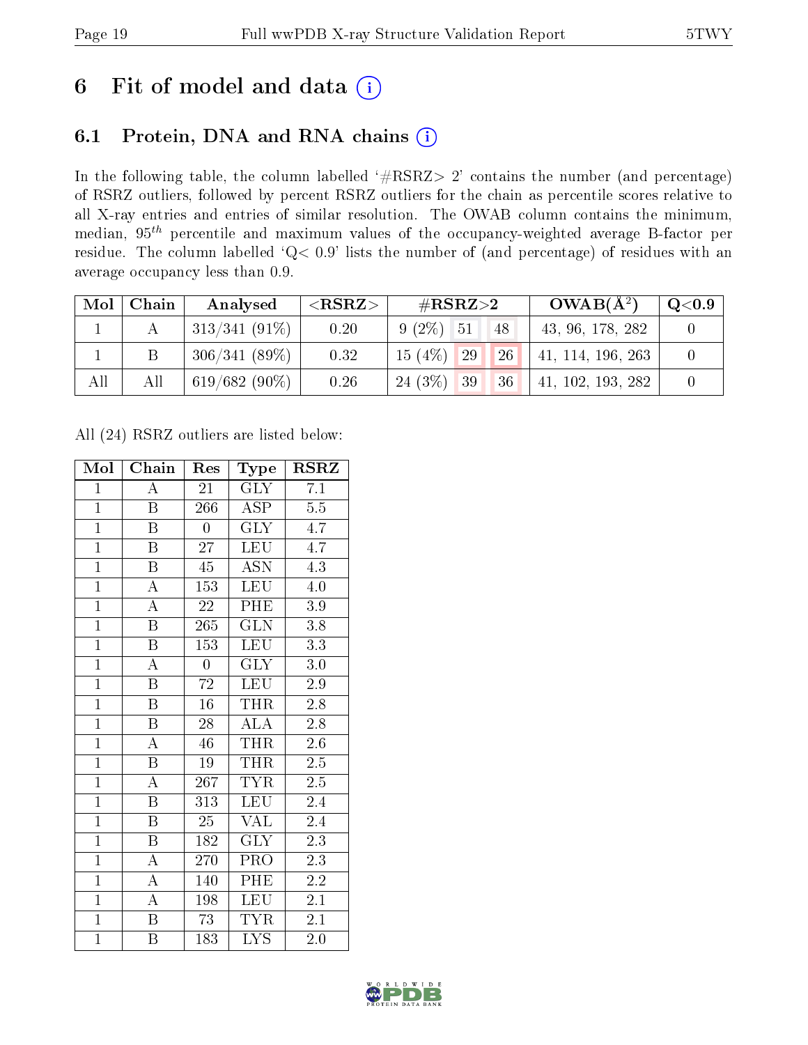# 6 Fit of model and data (i)

## 6.1 Protein, DNA and RNA chains (i)

In the following table, the column labelled '#RSRZ> 2' contains the number (and percentage) of RSRZ outliers, followed by percent RSRZ outliers for the chain as percentile scores relative to all X-ray entries and entries of similar resolution. The OWAB column contains the minimum, median, $95^{th}$ percentile and maximum values of the occupancy-weighted average B-factor per residue. The column labelled 'Q< 0.9' lists the number of (and percentage) of residues with an average occupancy less than 0.9.

| Mol | Chain | Analysed | <RSRZ> | #RSRZ>2 | | | OWAB(Å$^2$) | Q<0.9 |
|---|---|---|---|---|---|---|---|---|
| 1 | A | 313/341 (91%) | 0.20 | 9 (2%) | 51 | 48 | 43, 96, 178, 282 | 0 |
| 1 | B | 306/341 (89%) | 0.32 | 15 (4%) | 29 | 26 | 41, 114, 196, 263 | 0 |
| All | All | 619/682 (90%) | 0.26 | 24 (3%) | 39 | 36 | 41, 102, 193, 282 | 0 |

All (24) RSRZ outliers are listed below:

| Mol | Chain | Res | Type | RSRZ |
|---|---|---|---|---|
| 1 | A | 21 | GLY | 7.1 |
| 1 | B | 266 | ASP | 5.5 |
| 1 | B | 0 | GLY | 4.7 |
| 1 | B | 27 | LEU | 4.7 |
| 1 | B | 45 | ASN | 4.3 |
| 1 | A | 153 | LEU | 4.0 |
| 1 | A | 22 | PHE | 3.9 |
| 1 | B | 265 | GLN | 3.8 |
| 1 | B | 153 | LEU | 3.3 |
| 1 | A | 0 | GLY | 3.0 |
| 1 | B | 72 | LEU | 2.9 |
| 1 | B | 16 | THR | 2.8 |
| 1 | B | 28 | ALA | 2.8 |
| 1 | A | 46 | THR | 2.6 |
| 1 | B | 19 | THR | 2.5 |
| 1 | A | 267 | TYR | 2.5 |
| 1 | B | 313 | LEU | 2.4 |
| 1 | B | 25 | VAL | 2.4 |
| 1 | B | 182 | GLY | 2.3 |
| 1 | A | 270 | PRO | 2.3 |
| 1 | A | 140 | PHE | 2.2 |
| 1 | A | 198 | LEU | 2.1 |
| 1 | B | 73 | TYR | 2.1 |
| 1 | B | 183 | LYS | 2.0 |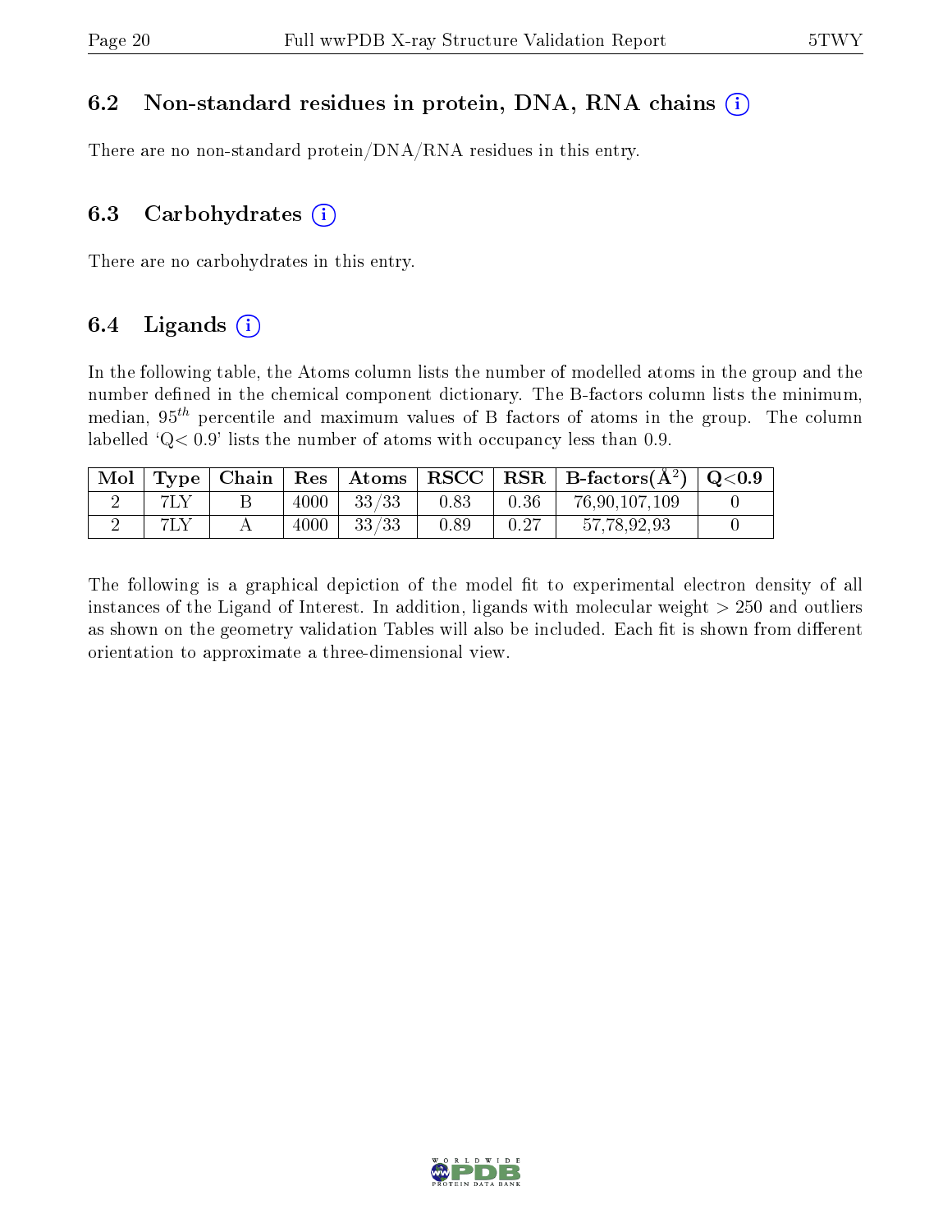### 6.2 Non-standard residues in protein, DNA, RNA chains (i)

There are no non-standard protein/DNA/RNA residues in this entry.

### 6.3 Carbohydrates (i)

There are no carbohydrates in this entry.

### 6.4 Ligands (i)

In the following table, the Atoms column lists the number of modelled atoms in the group and the number defined in the chemical component dictionary. The B-factors column lists the minimum, median, $95^{th}$ percentile and maximum values of B factors of atoms in the group. The column labelled 'Q< 0.9' lists the number of atoms with occupancy less than 0.9.

| Mol | Type | Chain | Res | Atoms | RSCC | RSR | B-factors(Å$^2$) | Q<0.9 |
|---|---|---|---|---|---|---|---|---|
| 2 | 7LY | B | 4000 | 33/33 | 0.83 | 0.36 | 76,90,107,109 | 0 |
| 2 | 7LY | A | 4000 | 33/33 | 0.89 | 0.27 | 57,78,92,93 | 0 |

The following is a graphical depiction of the model fit to experimental electron density of all instances of the Ligand of Interest. In addition, ligands with molecular weight > 250 and outliers as shown on the geometry validation Tables will also be included. Each fit is shown from different orientation to approximate a three-dimensional view.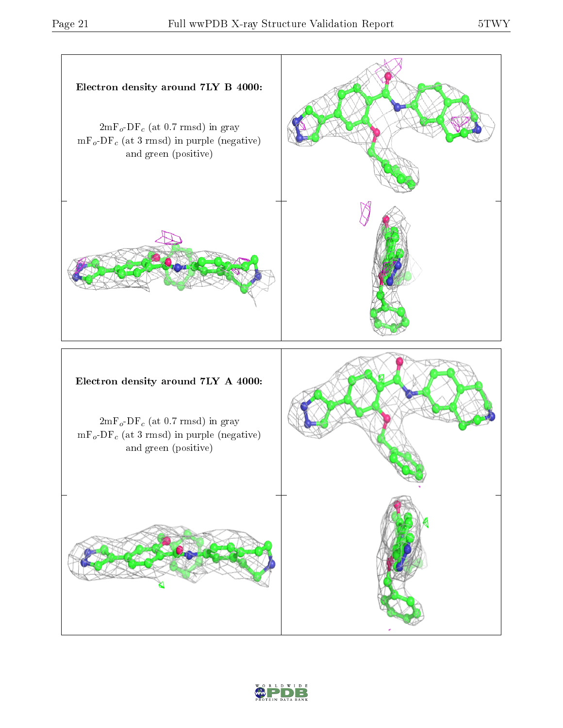**Electron density around 7LY B 4000:**

$2mF_o$-$DF_c$ (at 0.7 rmsd) in gray
$mF_o$-$DF_c$ (at 3 rmsd) in purple (negative)
and green (positive)

**Electron density around 7LY A 4000:**

$2mF_o$-$DF_c$ (at 0.7 rmsd) in gray
$mF_o$-$DF_c$ (at 3 rmsd) in purple (negative)
and green (positive)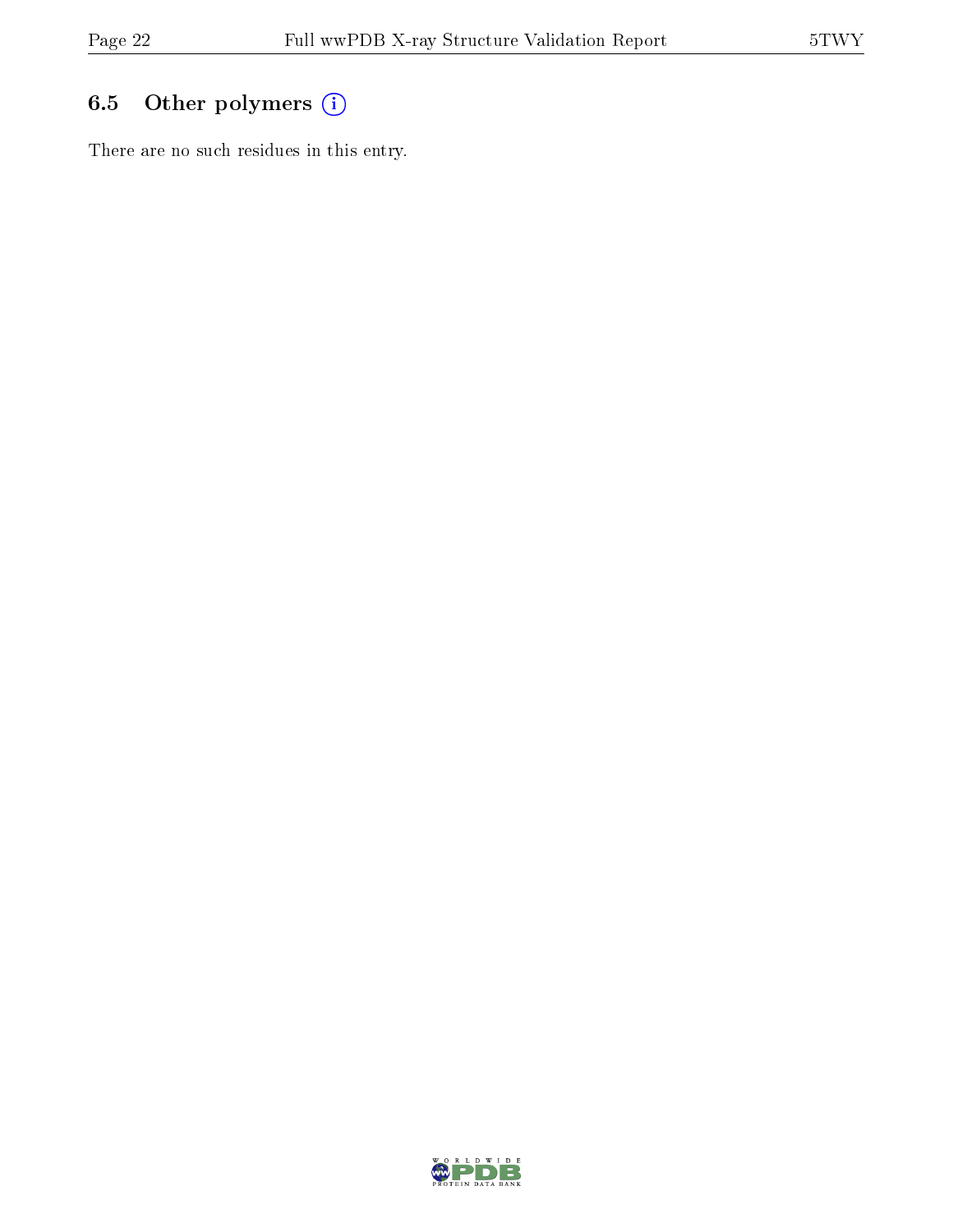## 6.5 Other polymers

There are no such residues in this entry.